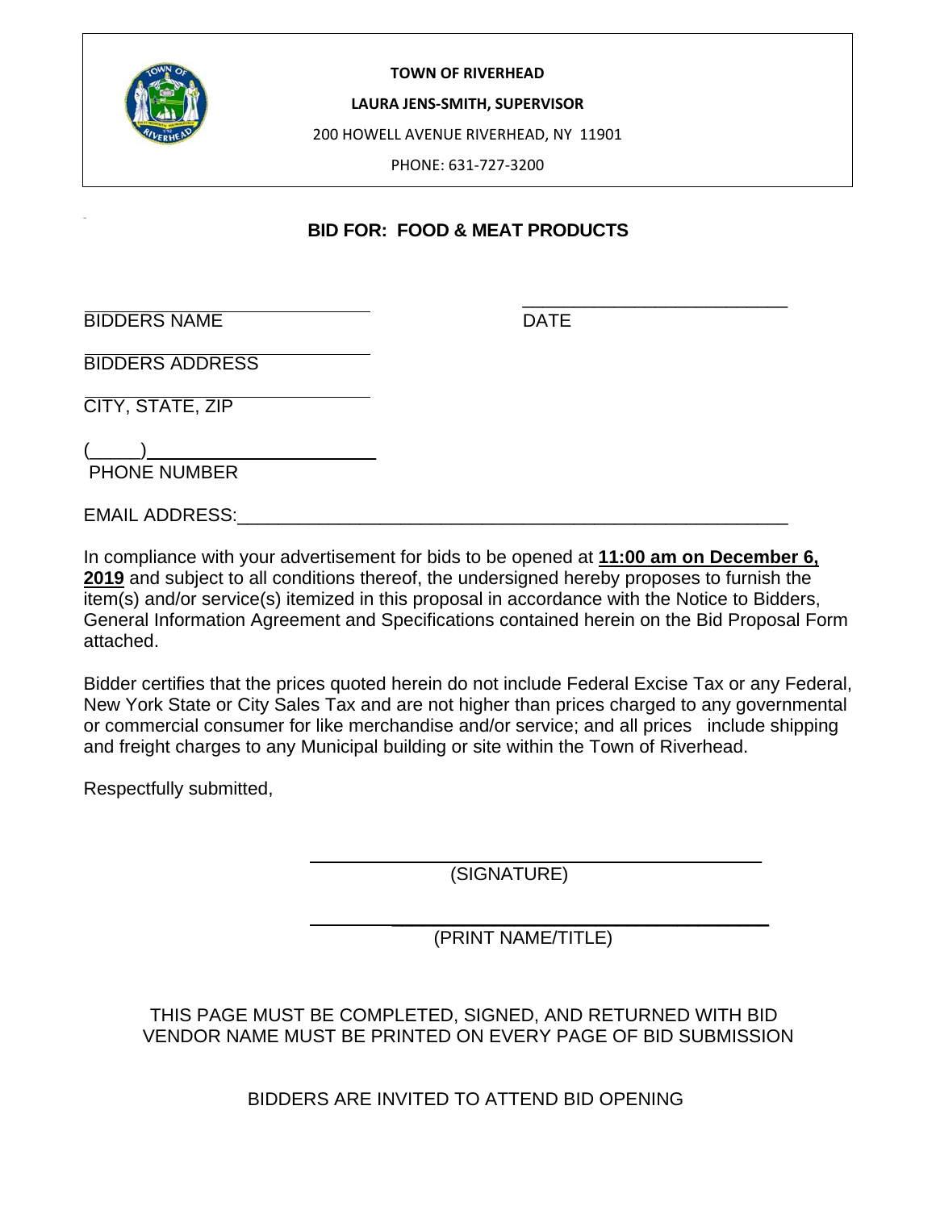**TOWN OF RIVERHEAD**

**LAURA JENS-SMITH, SUPERVISOR**

200 HOWELL AVENUE RIVERHEAD, NY 11901

PHONE: 631-727-3200

## BID FOR: FOOD & MEAT PRODUCTS

______________________________ ______________________________
BIDDERS NAME DATE

______________________________
BIDDERS ADDRESS

______________________________
CITY, STATE, ZIP

(_____)______________________
PHONE NUMBER

EMAIL ADDRESS:_______________________________________________________

In compliance with your advertisement for bids to be opened at **11:00 am on December 6, 2019** and subject to all conditions thereof, the undersigned hereby proposes to furnish the item(s) and/or service(s) itemized in this proposal in accordance with the Notice to Bidders, General Information Agreement and Specifications contained herein on the Bid Proposal Form attached.

Bidder certifies that the prices quoted herein do not include Federal Excise Tax or any Federal, New York State or City Sales Tax and are not higher than prices charged to any governmental or commercial consumer for like merchandise and/or service; and all prices include shipping and freight charges to any Municipal building or site within the Town of Riverhead.

Respectfully submitted,

______________________________________________
(SIGNATURE)

______________________________________________
(PRINT NAME/TITLE)

THIS PAGE MUST BE COMPLETED, SIGNED, AND RETURNED WITH BID
VENDOR NAME MUST BE PRINTED ON EVERY PAGE OF BID SUBMISSION

BIDDERS ARE INVITED TO ATTEND BID OPENING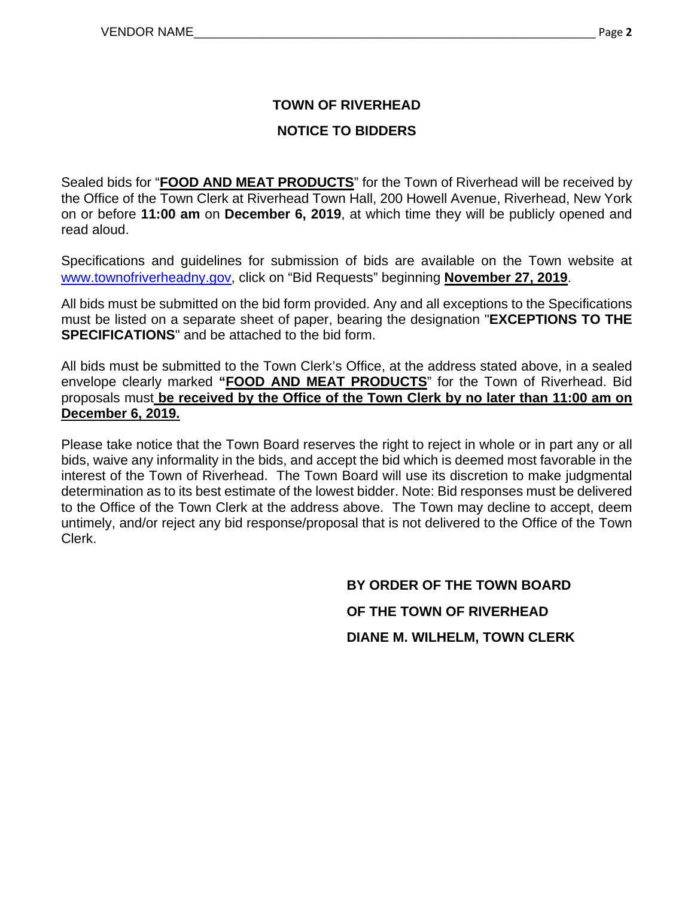# TOWN OF RIVERHEAD

## NOTICE TO BIDDERS

Sealed bids for "**FOOD AND MEAT PRODUCTS**" for the Town of Riverhead will be received by the Office of the Town Clerk at Riverhead Town Hall, 200 Howell Avenue, Riverhead, New York on or before **11:00 am** on **December 6, 2019**, at which time they will be publicly opened and read aloud.

Specifications and guidelines for submission of bids are available on the Town website at www.townofriverheadny.gov, click on "Bid Requests" beginning **November 27, 2019**.

All bids must be submitted on the bid form provided. Any and all exceptions to the Specifications must be listed on a separate sheet of paper, bearing the designation "**EXCEPTIONS TO THE SPECIFICATIONS**" and be attached to the bid form.

All bids must be submitted to the Town Clerk's Office, at the address stated above, in a sealed envelope clearly marked **"FOOD AND MEAT PRODUCTS"** for the Town of Riverhead. Bid proposals must **be received by the Office of the Town Clerk by no later than 11:00 am on December 6, 2019.**

Please take notice that the Town Board reserves the right to reject in whole or in part any or all bids, waive any informality in the bids, and accept the bid which is deemed most favorable in the interest of the Town of Riverhead. The Town Board will use its discretion to make judgmental determination as to its best estimate of the lowest bidder. Note: Bid responses must be delivered to the Office of the Town Clerk at the address above. The Town may decline to accept, deem untimely, and/or reject any bid response/proposal that is not delivered to the Office of the Town Clerk.

**BY ORDER OF THE TOWN BOARD**

**OF THE TOWN OF RIVERHEAD**

**DIANE M. WILHELM, TOWN CLERK**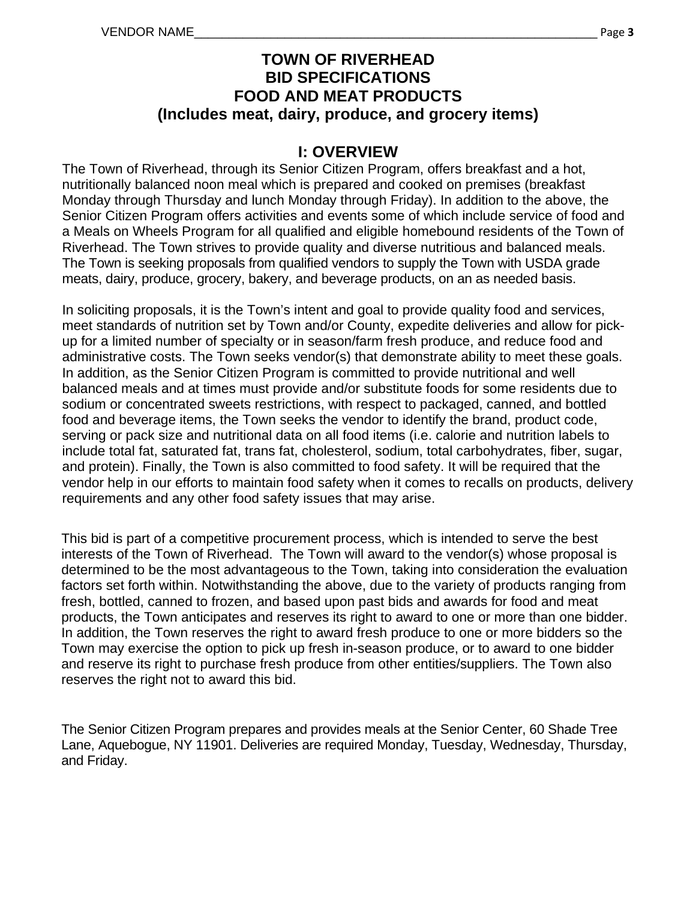# TOWN OF RIVERHEAD
# BID SPECIFICATIONS
# FOOD AND MEAT PRODUCTS
# (Includes meat, dairy, produce, and grocery items)

## I: OVERVIEW

The Town of Riverhead, through its Senior Citizen Program, offers breakfast and a hot, nutritionally balanced noon meal which is prepared and cooked on premises (breakfast Monday through Thursday and lunch Monday through Friday). In addition to the above, the Senior Citizen Program offers activities and events some of which include service of food and a Meals on Wheels Program for all qualified and eligible homebound residents of the Town of Riverhead. The Town strives to provide quality and diverse nutritious and balanced meals. The Town is seeking proposals from qualified vendors to supply the Town with USDA grade meats, dairy, produce, grocery, bakery, and beverage products, on an as needed basis.

In soliciting proposals, it is the Town's intent and goal to provide quality food and services, meet standards of nutrition set by Town and/or County, expedite deliveries and allow for pick-up for a limited number of specialty or in season/farm fresh produce, and reduce food and administrative costs. The Town seeks vendor(s) that demonstrate ability to meet these goals. In addition, as the Senior Citizen Program is committed to provide nutritional and well balanced meals and at times must provide and/or substitute foods for some residents due to sodium or concentrated sweets restrictions, with respect to packaged, canned, and bottled food and beverage items, the Town seeks the vendor to identify the brand, product code, serving or pack size and nutritional data on all food items (i.e. calorie and nutrition labels to include total fat, saturated fat, trans fat, cholesterol, sodium, total carbohydrates, fiber, sugar, and protein). Finally, the Town is also committed to food safety. It will be required that the vendor help in our efforts to maintain food safety when it comes to recalls on products, delivery requirements and any other food safety issues that may arise.

This bid is part of a competitive procurement process, which is intended to serve the best interests of the Town of Riverhead. The Town will award to the vendor(s) whose proposal is determined to be the most advantageous to the Town, taking into consideration the evaluation factors set forth within. Notwithstanding the above, due to the variety of products ranging from fresh, bottled, canned to frozen, and based upon past bids and awards for food and meat products, the Town anticipates and reserves its right to award to one or more than one bidder. In addition, the Town reserves the right to award fresh produce to one or more bidders so the Town may exercise the option to pick up fresh in-season produce, or to award to one bidder and reserve its right to purchase fresh produce from other entities/suppliers. The Town also reserves the right not to award this bid.

The Senior Citizen Program prepares and provides meals at the Senior Center, 60 Shade Tree Lane, Aquebogue, NY 11901. Deliveries are required Monday, Tuesday, Wednesday, Thursday, and Friday.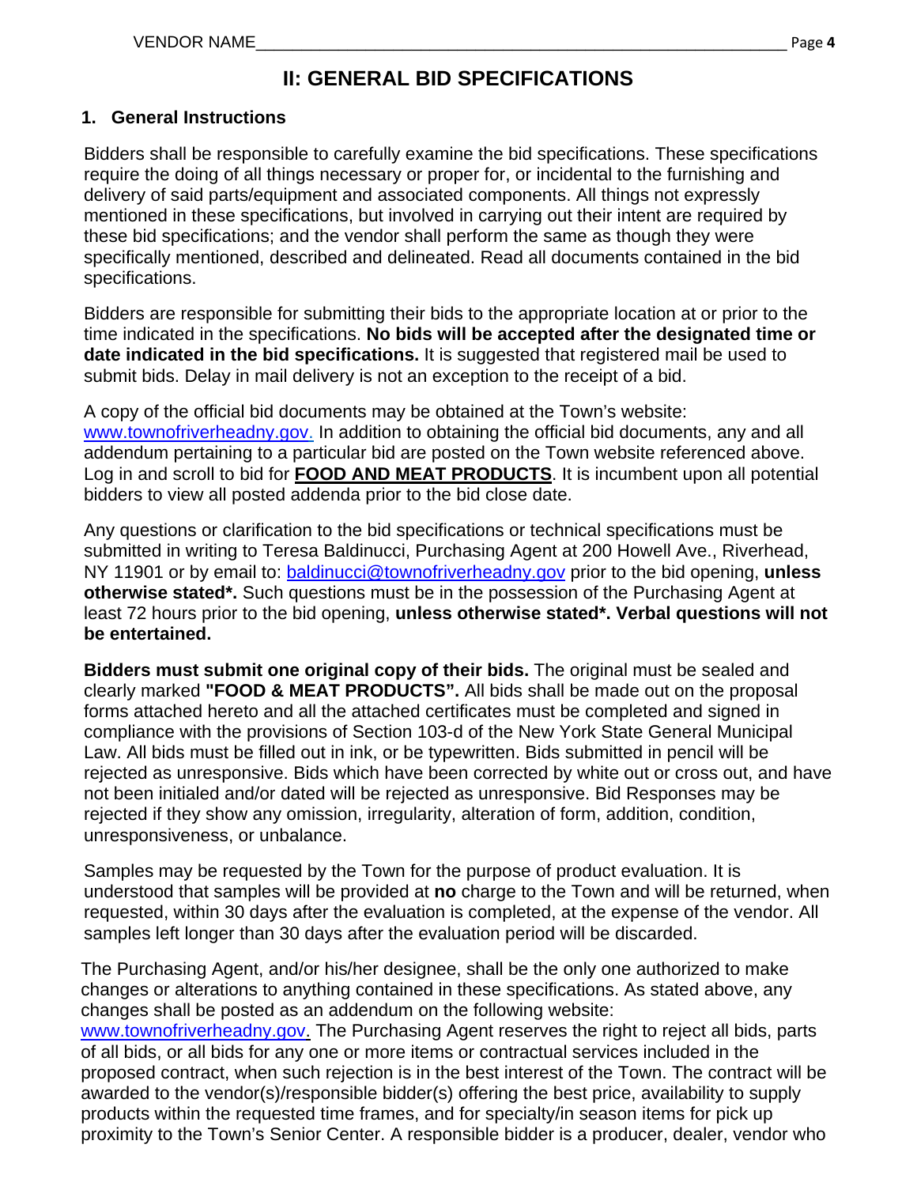# II: GENERAL BID SPECIFICATIONS

## 1. General Instructions

Bidders shall be responsible to carefully examine the bid specifications. These specifications require the doing of all things necessary or proper for, or incidental to the furnishing and delivery of said parts/equipment and associated components. All things not expressly mentioned in these specifications, but involved in carrying out their intent are required by these bid specifications; and the vendor shall perform the same as though they were specifically mentioned, described and delineated. Read all documents contained in the bid specifications.

Bidders are responsible for submitting their bids to the appropriate location at or prior to the time indicated in the specifications. **No bids will be accepted after the designated time or date indicated in the bid specifications.** It is suggested that registered mail be used to submit bids. Delay in mail delivery is not an exception to the receipt of a bid.

A copy of the official bid documents may be obtained at the Town's website: www.townofriverheadny.gov. In addition to obtaining the official bid documents, any and all addendum pertaining to a particular bid are posted on the Town website referenced above. Log in and scroll to bid for **FOOD AND MEAT PRODUCTS**. It is incumbent upon all potential bidders to view all posted addenda prior to the bid close date.

Any questions or clarification to the bid specifications or technical specifications must be submitted in writing to Teresa Baldinucci, Purchasing Agent at 200 Howell Ave., Riverhead, NY 11901 or by email to: baldinucci@townofriverheadny.gov prior to the bid opening, **unless otherwise stated*.** Such questions must be in the possession of the Purchasing Agent at least 72 hours prior to the bid opening, **unless otherwise stated*. Verbal questions will not be entertained.**

**Bidders must submit one original copy of their bids.** The original must be sealed and clearly marked **"FOOD & MEAT PRODUCTS".** All bids shall be made out on the proposal forms attached hereto and all the attached certificates must be completed and signed in compliance with the provisions of Section 103-d of the New York State General Municipal Law. All bids must be filled out in ink, or be typewritten. Bids submitted in pencil will be rejected as unresponsive. Bids which have been corrected by white out or cross out, and have not been initialed and/or dated will be rejected as unresponsive. Bid Responses may be rejected if they show any omission, irregularity, alteration of form, addition, condition, unresponsiveness, or unbalance.

Samples may be requested by the Town for the purpose of product evaluation. It is understood that samples will be provided at **no** charge to the Town and will be returned, when requested, within 30 days after the evaluation is completed, at the expense of the vendor. All samples left longer than 30 days after the evaluation period will be discarded.

The Purchasing Agent, and/or his/her designee, shall be the only one authorized to make changes or alterations to anything contained in these specifications. As stated above, any changes shall be posted as an addendum on the following website: www.townofriverheadny.gov. The Purchasing Agent reserves the right to reject all bids, parts of all bids, or all bids for any one or more items or contractual services included in the proposed contract, when such rejection is in the best interest of the Town. The contract will be awarded to the vendor(s)/responsible bidder(s) offering the best price, availability to supply products within the requested time frames, and for specialty/in season items for pick up proximity to the Town's Senior Center. A responsible bidder is a producer, dealer, vendor who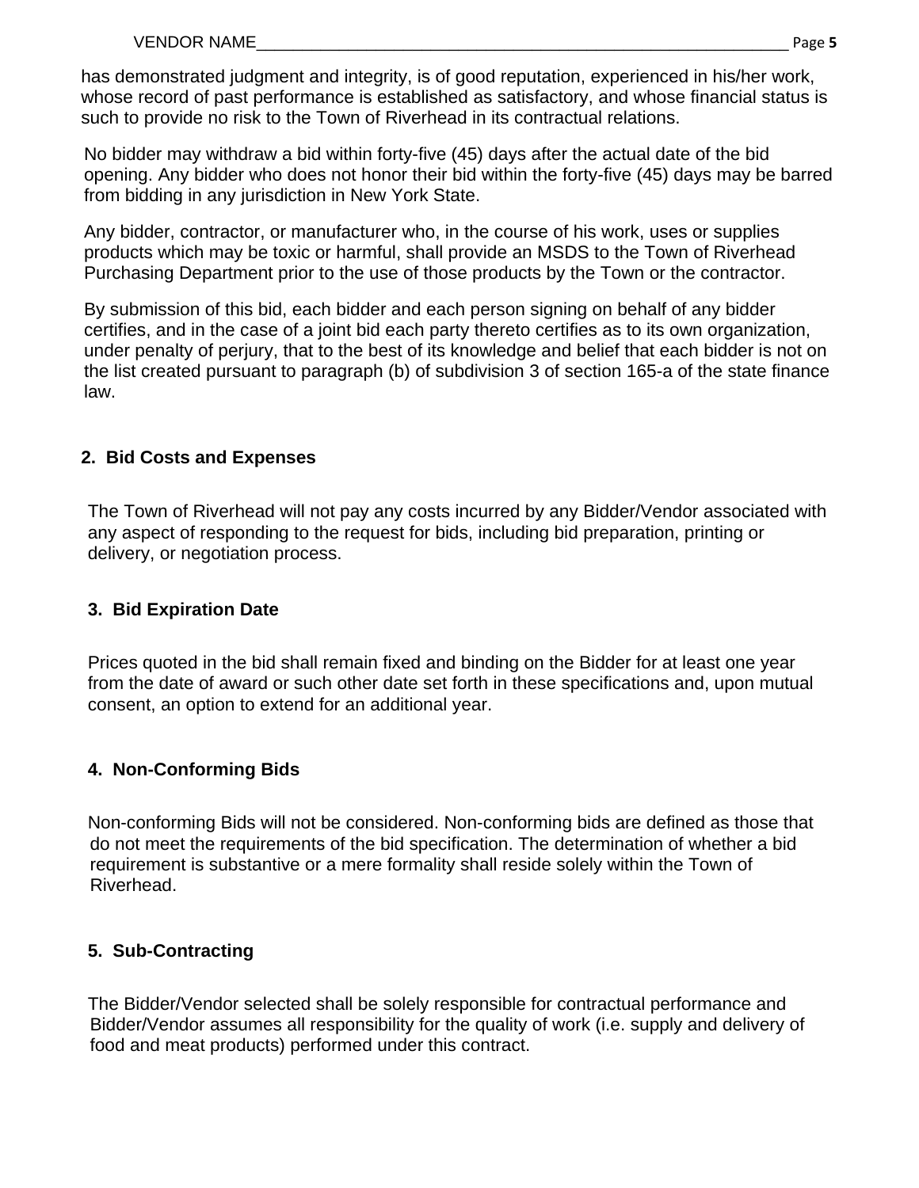has demonstrated judgment and integrity, is of good reputation, experienced in his/her work, whose record of past performance is established as satisfactory, and whose financial status is such to provide no risk to the Town of Riverhead in its contractual relations.

No bidder may withdraw a bid within forty-five (45) days after the actual date of the bid opening. Any bidder who does not honor their bid within the forty-five (45) days may be barred from bidding in any jurisdiction in New York State.

Any bidder, contractor, or manufacturer who, in the course of his work, uses or supplies products which may be toxic or harmful, shall provide an MSDS to the Town of Riverhead Purchasing Department prior to the use of those products by the Town or the contractor.

By submission of this bid, each bidder and each person signing on behalf of any bidder certifies, and in the case of a joint bid each party thereto certifies as to its own organization, under penalty of perjury, that to the best of its knowledge and belief that each bidder is not on the list created pursuant to paragraph (b) of subdivision 3 of section 165-a of the state finance law.

**2. Bid Costs and Expenses**

The Town of Riverhead will not pay any costs incurred by any Bidder/Vendor associated with any aspect of responding to the request for bids, including bid preparation, printing or delivery, or negotiation process.

**3. Bid Expiration Date**

Prices quoted in the bid shall remain fixed and binding on the Bidder for at least one year from the date of award or such other date set forth in these specifications and, upon mutual consent, an option to extend for an additional year.

**4. Non-Conforming Bids**

Non-conforming Bids will not be considered. Non-conforming bids are defined as those that do not meet the requirements of the bid specification. The determination of whether a bid requirement is substantive or a mere formality shall reside solely within the Town of Riverhead.

**5. Sub-Contracting**

The Bidder/Vendor selected shall be solely responsible for contractual performance and Bidder/Vendor assumes all responsibility for the quality of work (i.e. supply and delivery of food and meat products) performed under this contract.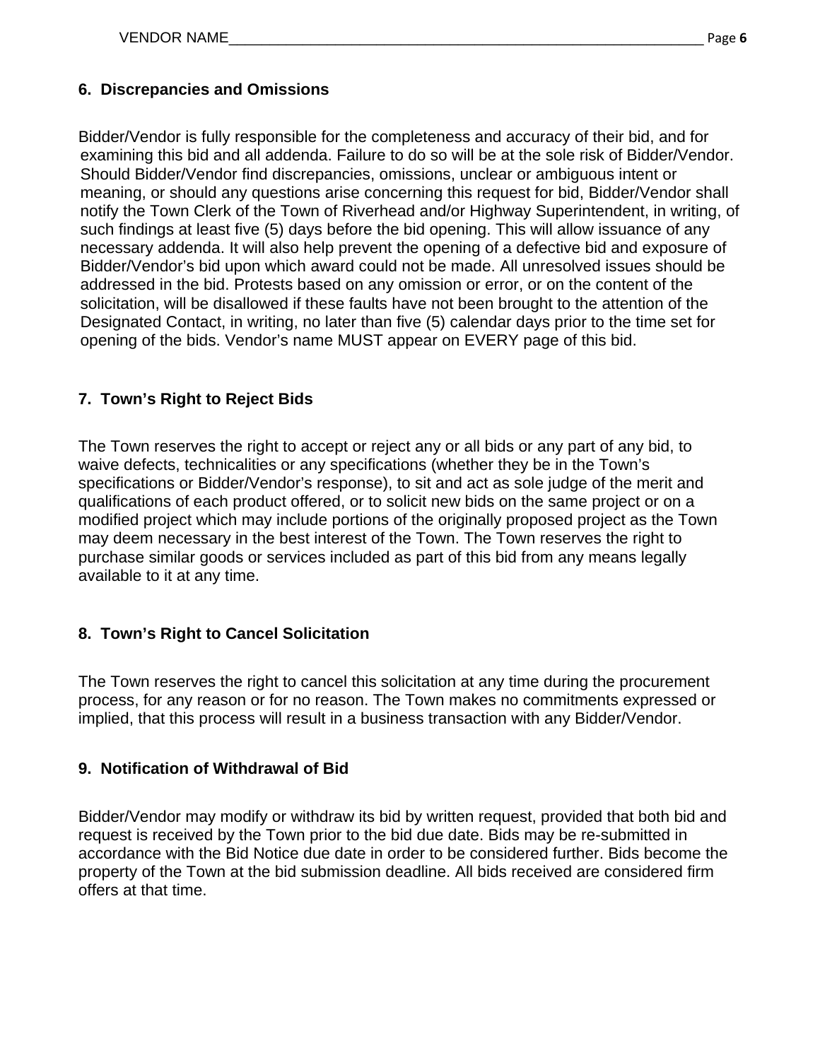## 6. Discrepancies and Omissions

Bidder/Vendor is fully responsible for the completeness and accuracy of their bid, and for examining this bid and all addenda. Failure to do so will be at the sole risk of Bidder/Vendor. Should Bidder/Vendor find discrepancies, omissions, unclear or ambiguous intent or meaning, or should any questions arise concerning this request for bid, Bidder/Vendor shall notify the Town Clerk of the Town of Riverhead and/or Highway Superintendent, in writing, of such findings at least five (5) days before the bid opening. This will allow issuance of any necessary addenda. It will also help prevent the opening of a defective bid and exposure of Bidder/Vendor's bid upon which award could not be made. All unresolved issues should be addressed in the bid. Protests based on any omission or error, or on the content of the solicitation, will be disallowed if these faults have not been brought to the attention of the Designated Contact, in writing, no later than five (5) calendar days prior to the time set for opening of the bids. Vendor's name MUST appear on EVERY page of this bid.

## 7. Town's Right to Reject Bids

The Town reserves the right to accept or reject any or all bids or any part of any bid, to waive defects, technicalities or any specifications (whether they be in the Town's specifications or Bidder/Vendor's response), to sit and act as sole judge of the merit and qualifications of each product offered, or to solicit new bids on the same project or on a modified project which may include portions of the originally proposed project as the Town may deem necessary in the best interest of the Town. The Town reserves the right to purchase similar goods or services included as part of this bid from any means legally available to it at any time.

## 8. Town's Right to Cancel Solicitation

The Town reserves the right to cancel this solicitation at any time during the procurement process, for any reason or for no reason. The Town makes no commitments expressed or implied, that this process will result in a business transaction with any Bidder/Vendor.

## 9. Notification of Withdrawal of Bid

Bidder/Vendor may modify or withdraw its bid by written request, provided that both bid and request is received by the Town prior to the bid due date. Bids may be re-submitted in accordance with the Bid Notice due date in order to be considered further. Bids become the property of the Town at the bid submission deadline. All bids received are considered firm offers at that time.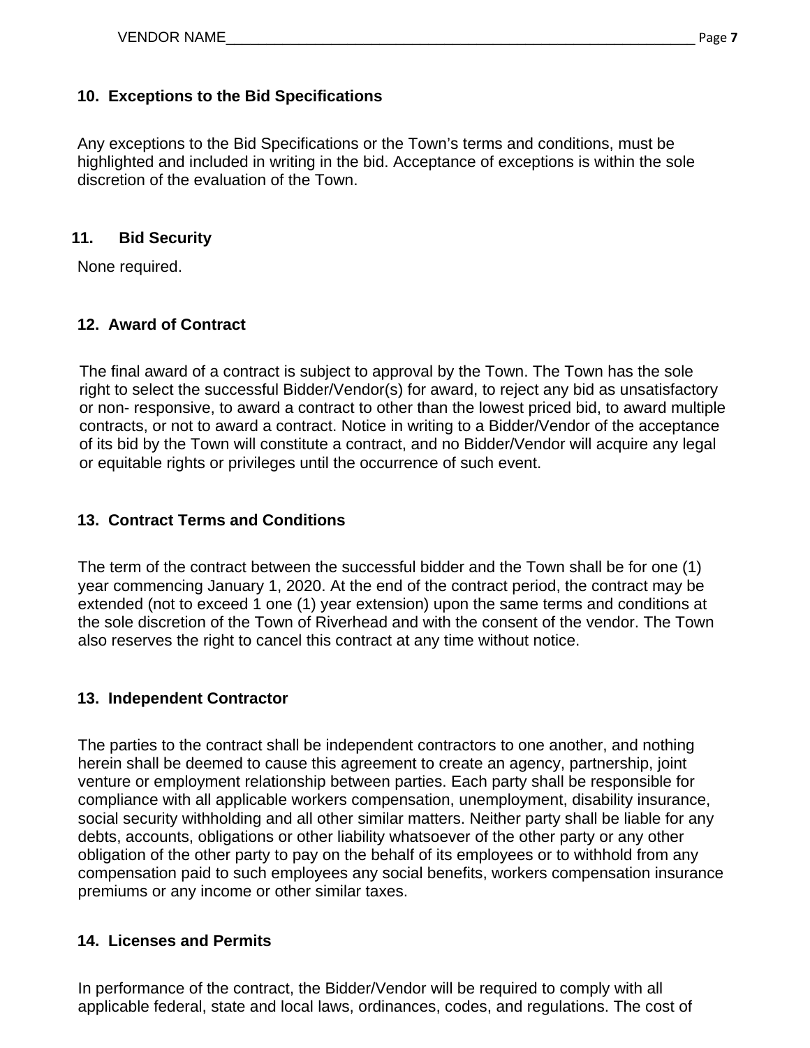## 10. Exceptions to the Bid Specifications

Any exceptions to the Bid Specifications or the Town's terms and conditions, must be highlighted and included in writing in the bid. Acceptance of exceptions is within the sole discretion of the evaluation of the Town.

## 11. Bid Security

None required.

## 12. Award of Contract

The final award of a contract is subject to approval by the Town. The Town has the sole right to select the successful Bidder/Vendor(s) for award, to reject any bid as unsatisfactory or non- responsive, to award a contract to other than the lowest priced bid, to award multiple contracts, or not to award a contract. Notice in writing to a Bidder/Vendor of the acceptance of its bid by the Town will constitute a contract, and no Bidder/Vendor will acquire any legal or equitable rights or privileges until the occurrence of such event.

## 13. Contract Terms and Conditions

The term of the contract between the successful bidder and the Town shall be for one (1) year commencing January 1, 2020. At the end of the contract period, the contract may be extended (not to exceed 1 one (1) year extension) upon the same terms and conditions at the sole discretion of the Town of Riverhead and with the consent of the vendor. The Town also reserves the right to cancel this contract at any time without notice.

## 13. Independent Contractor

The parties to the contract shall be independent contractors to one another, and nothing herein shall be deemed to cause this agreement to create an agency, partnership, joint venture or employment relationship between parties. Each party shall be responsible for compliance with all applicable workers compensation, unemployment, disability insurance, social security withholding and all other similar matters. Neither party shall be liable for any debts, accounts, obligations or other liability whatsoever of the other party or any other obligation of the other party to pay on the behalf of its employees or to withhold from any compensation paid to such employees any social benefits, workers compensation insurance premiums or any income or other similar taxes.

## 14. Licenses and Permits

In performance of the contract, the Bidder/Vendor will be required to comply with all applicable federal, state and local laws, ordinances, codes, and regulations. The cost of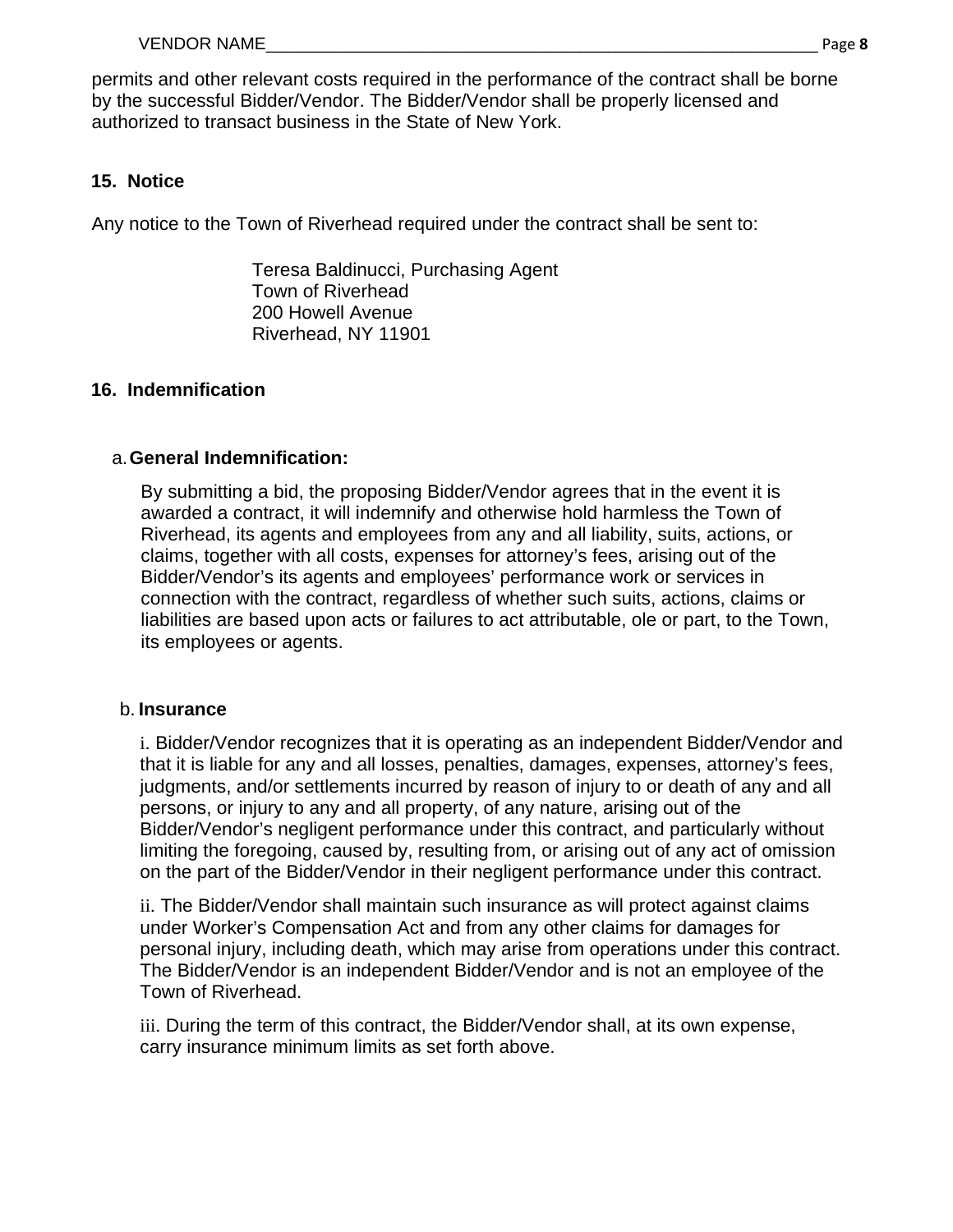permits and other relevant costs required in the performance of the contract shall be borne by the successful Bidder/Vendor. The Bidder/Vendor shall be properly licensed and authorized to transact business in the State of New York.

## 15. Notice

Any notice to the Town of Riverhead required under the contract shall be sent to:

Teresa Baldinucci, Purchasing Agent
Town of Riverhead
200 Howell Avenue
Riverhead, NY 11901

## 16. Indemnification

a. **General Indemnification:**

By submitting a bid, the proposing Bidder/Vendor agrees that in the event it is awarded a contract, it will indemnify and otherwise hold harmless the Town of Riverhead, its agents and employees from any and all liability, suits, actions, or claims, together with all costs, expenses for attorney's fees, arising out of the Bidder/Vendor's its agents and employees' performance work or services in connection with the contract, regardless of whether such suits, actions, claims or liabilities are based upon acts or failures to act attributable, ole or part, to the Town, its employees or agents.

b. **Insurance**

i. Bidder/Vendor recognizes that it is operating as an independent Bidder/Vendor and that it is liable for any and all losses, penalties, damages, expenses, attorney's fees, judgments, and/or settlements incurred by reason of injury to or death of any and all persons, or injury to any and all property, of any nature, arising out of the Bidder/Vendor's negligent performance under this contract, and particularly without limiting the foregoing, caused by, resulting from, or arising out of any act of omission on the part of the Bidder/Vendor in their negligent performance under this contract.

ii. The Bidder/Vendor shall maintain such insurance as will protect against claims under Worker's Compensation Act and from any other claims for damages for personal injury, including death, which may arise from operations under this contract. The Bidder/Vendor is an independent Bidder/Vendor and is not an employee of the Town of Riverhead.

iii. During the term of this contract, the Bidder/Vendor shall, at its own expense, carry insurance minimum limits as set forth above.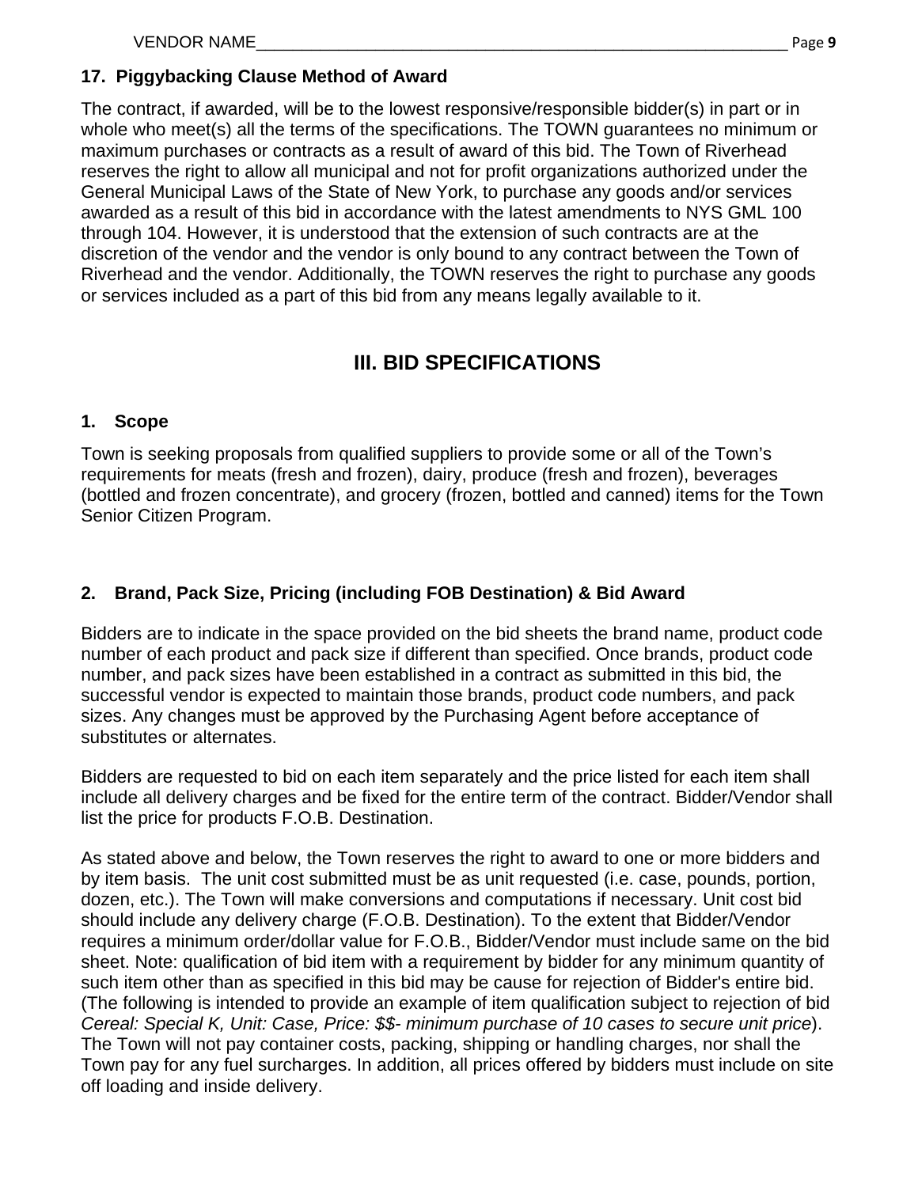### 17. Piggybacking Clause Method of Award

The contract, if awarded, will be to the lowest responsive/responsible bidder(s) in part or in whole who meet(s) all the terms of the specifications. The TOWN guarantees no minimum or maximum purchases or contracts as a result of award of this bid. The Town of Riverhead reserves the right to allow all municipal and not for profit organizations authorized under the General Municipal Laws of the State of New York, to purchase any goods and/or services awarded as a result of this bid in accordance with the latest amendments to NYS GML 100 through 104. However, it is understood that the extension of such contracts are at the discretion of the vendor and the vendor is only bound to any contract between the Town of Riverhead and the vendor. Additionally, the TOWN reserves the right to purchase any goods or services included as a part of this bid from any means legally available to it.

## III. BID SPECIFICATIONS

### 1. Scope

Town is seeking proposals from qualified suppliers to provide some or all of the Town's requirements for meats (fresh and frozen), dairy, produce (fresh and frozen), beverages (bottled and frozen concentrate), and grocery (frozen, bottled and canned) items for the Town Senior Citizen Program.

### 2. Brand, Pack Size, Pricing (including FOB Destination) & Bid Award

Bidders are to indicate in the space provided on the bid sheets the brand name, product code number of each product and pack size if different than specified. Once brands, product code number, and pack sizes have been established in a contract as submitted in this bid, the successful vendor is expected to maintain those brands, product code numbers, and pack sizes. Any changes must be approved by the Purchasing Agent before acceptance of substitutes or alternates.

Bidders are requested to bid on each item separately and the price listed for each item shall include all delivery charges and be fixed for the entire term of the contract. Bidder/Vendor shall list the price for products F.O.B. Destination.

As stated above and below, the Town reserves the right to award to one or more bidders and by item basis. The unit cost submitted must be as unit requested (i.e. case, pounds, portion, dozen, etc.). The Town will make conversions and computations if necessary. Unit cost bid should include any delivery charge (F.O.B. Destination). To the extent that Bidder/Vendor requires a minimum order/dollar value for F.O.B., Bidder/Vendor must include same on the bid sheet. Note: qualification of bid item with a requirement by bidder for any minimum quantity of such item other than as specified in this bid may be cause for rejection of Bidder's entire bid. (The following is intended to provide an example of item qualification subject to rejection of bid *Cereal: Special K, Unit: Case, Price: $$- minimum purchase of 10 cases to secure unit price*). The Town will not pay container costs, packing, shipping or handling charges, nor shall the Town pay for any fuel surcharges. In addition, all prices offered by bidders must include on site off loading and inside delivery.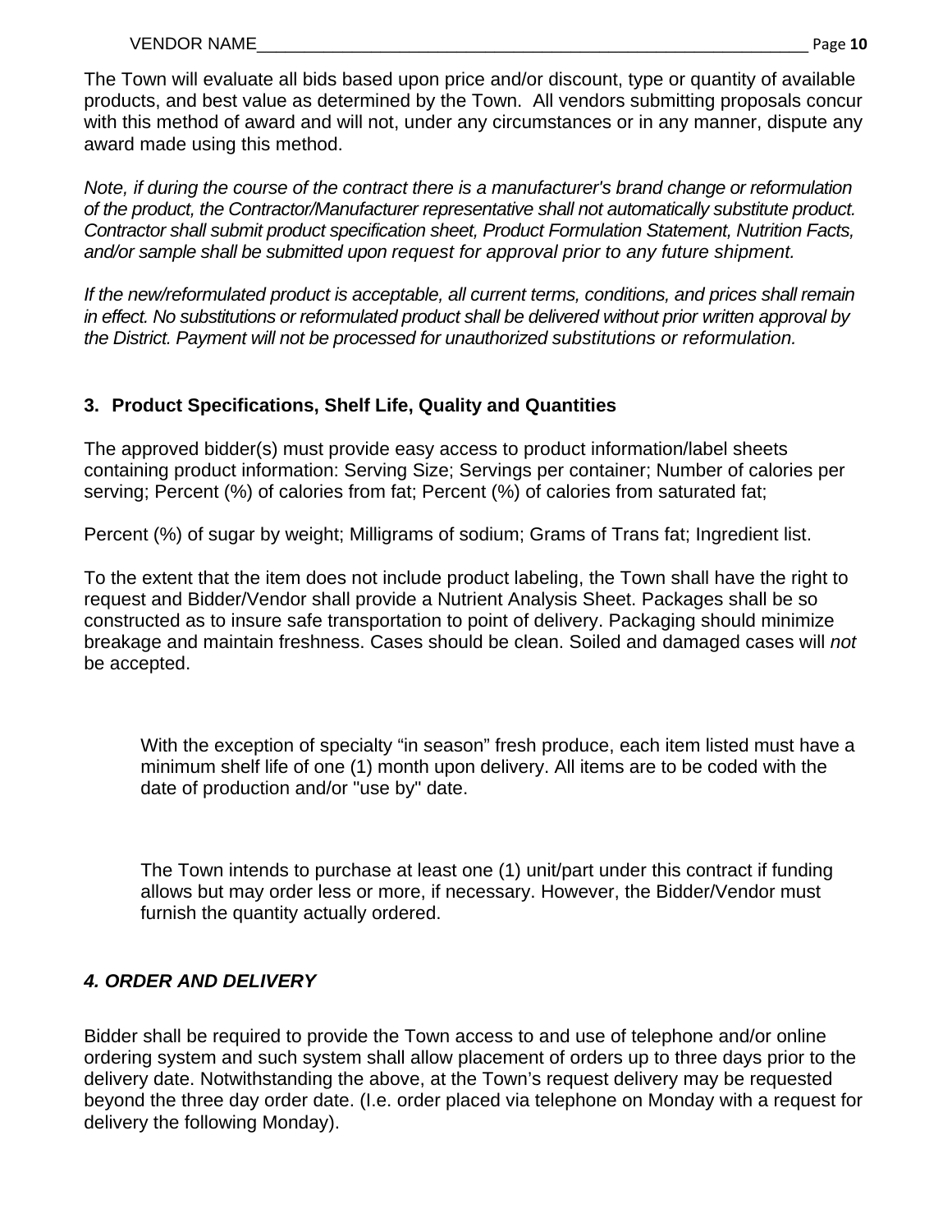The Town will evaluate all bids based upon price and/or discount, type or quantity of available products, and best value as determined by the Town. All vendors submitting proposals concur with this method of award and will not, under any circumstances or in any manner, dispute any award made using this method.

*Note, if during the course of the contract there is a manufacturer's brand change or reformulation of the product, the Contractor/Manufacturer representative shall not automatically substitute product. Contractor shall submit product specification sheet, Product Formulation Statement, Nutrition Facts, and/or sample shall be submitted upon request for approval prior to any future shipment.*

*If the new/reformulated product is acceptable, all current terms, conditions, and prices shall remain in effect. No substitutions or reformulated product shall be delivered without prior written approval by the District. Payment will not be processed for unauthorized substitutions or reformulation.*

### 3. Product Specifications, Shelf Life, Quality and Quantities

The approved bidder(s) must provide easy access to product information/label sheets containing product information: Serving Size; Servings per container; Number of calories per serving; Percent (%) of calories from fat; Percent (%) of calories from saturated fat;

Percent (%) of sugar by weight; Milligrams of sodium; Grams of Trans fat; Ingredient list.

To the extent that the item does not include product labeling, the Town shall have the right to request and Bidder/Vendor shall provide a Nutrient Analysis Sheet. Packages shall be so constructed as to insure safe transportation to point of delivery. Packaging should minimize breakage and maintain freshness. Cases should be clean. Soiled and damaged cases will *not* be accepted.

With the exception of specialty “in season” fresh produce, each item listed must have a minimum shelf life of one (1) month upon delivery. All items are to be coded with the date of production and/or "use by" date.

The Town intends to purchase at least one (1) unit/part under this contract if funding allows but may order less or more, if necessary. However, the Bidder/Vendor must furnish the quantity actually ordered.

### *4. ORDER AND DELIVERY*

Bidder shall be required to provide the Town access to and use of telephone and/or online ordering system and such system shall allow placement of orders up to three days prior to the delivery date. Notwithstanding the above, at the Town’s request delivery may be requested beyond the three day order date. (I.e. order placed via telephone on Monday with a request for delivery the following Monday).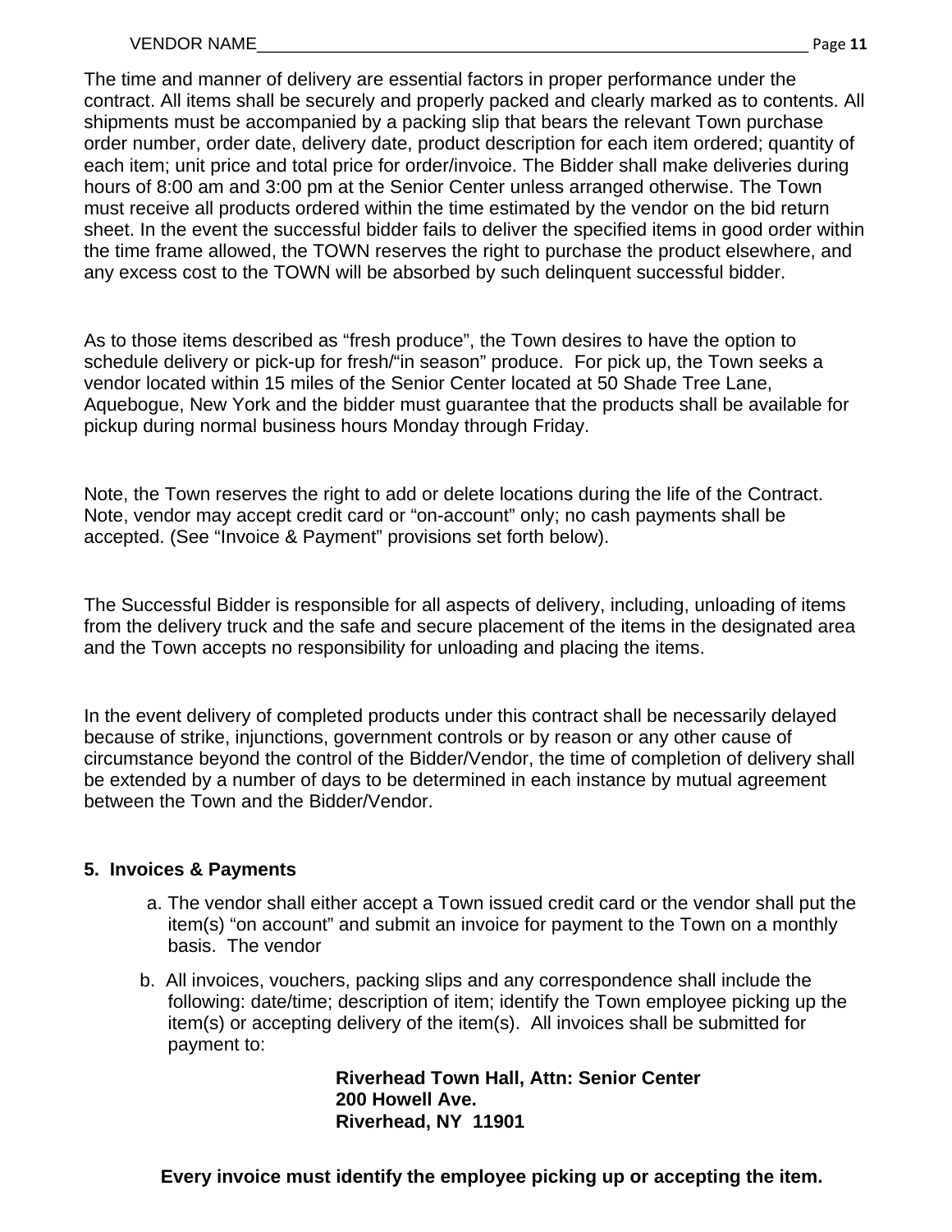The time and manner of delivery are essential factors in proper performance under the contract. All items shall be securely and properly packed and clearly marked as to contents. All shipments must be accompanied by a packing slip that bears the relevant Town purchase order number, order date, delivery date, product description for each item ordered; quantity of each item; unit price and total price for order/invoice. The Bidder shall make deliveries during hours of 8:00 am and 3:00 pm at the Senior Center unless arranged otherwise. The Town must receive all products ordered within the time estimated by the vendor on the bid return sheet. In the event the successful bidder fails to deliver the specified items in good order within the time frame allowed, the TOWN reserves the right to purchase the product elsewhere, and any excess cost to the TOWN will be absorbed by such delinquent successful bidder.

As to those items described as "fresh produce", the Town desires to have the option to schedule delivery or pick-up for fresh/"in season" produce. For pick up, the Town seeks a vendor located within 15 miles of the Senior Center located at 50 Shade Tree Lane, Aquebogue, New York and the bidder must guarantee that the products shall be available for pickup during normal business hours Monday through Friday.

Note, the Town reserves the right to add or delete locations during the life of the Contract. Note, vendor may accept credit card or "on-account" only; no cash payments shall be accepted. (See "Invoice & Payment" provisions set forth below).

The Successful Bidder is responsible for all aspects of delivery, including, unloading of items from the delivery truck and the safe and secure placement of the items in the designated area and the Town accepts no responsibility for unloading and placing the items.

In the event delivery of completed products under this contract shall be necessarily delayed because of strike, injunctions, government controls or by reason or any other cause of circumstance beyond the control of the Bidder/Vendor, the time of completion of delivery shall be extended by a number of days to be determined in each instance by mutual agreement between the Town and the Bidder/Vendor.

**5. Invoices & Payments**

a. The vendor shall either accept a Town issued credit card or the vendor shall put the item(s) "on account" and submit an invoice for payment to the Town on a monthly basis. The vendor

b. All invoices, vouchers, packing slips and any correspondence shall include the following: date/time; description of item; identify the Town employee picking up the item(s) or accepting delivery of the item(s). All invoices shall be submitted for payment to:

**Riverhead Town Hall, Attn: Senior Center**
**200 Howell Ave.**
**Riverhead, NY 11901**

**Every invoice must identify the employee picking up or accepting the item.**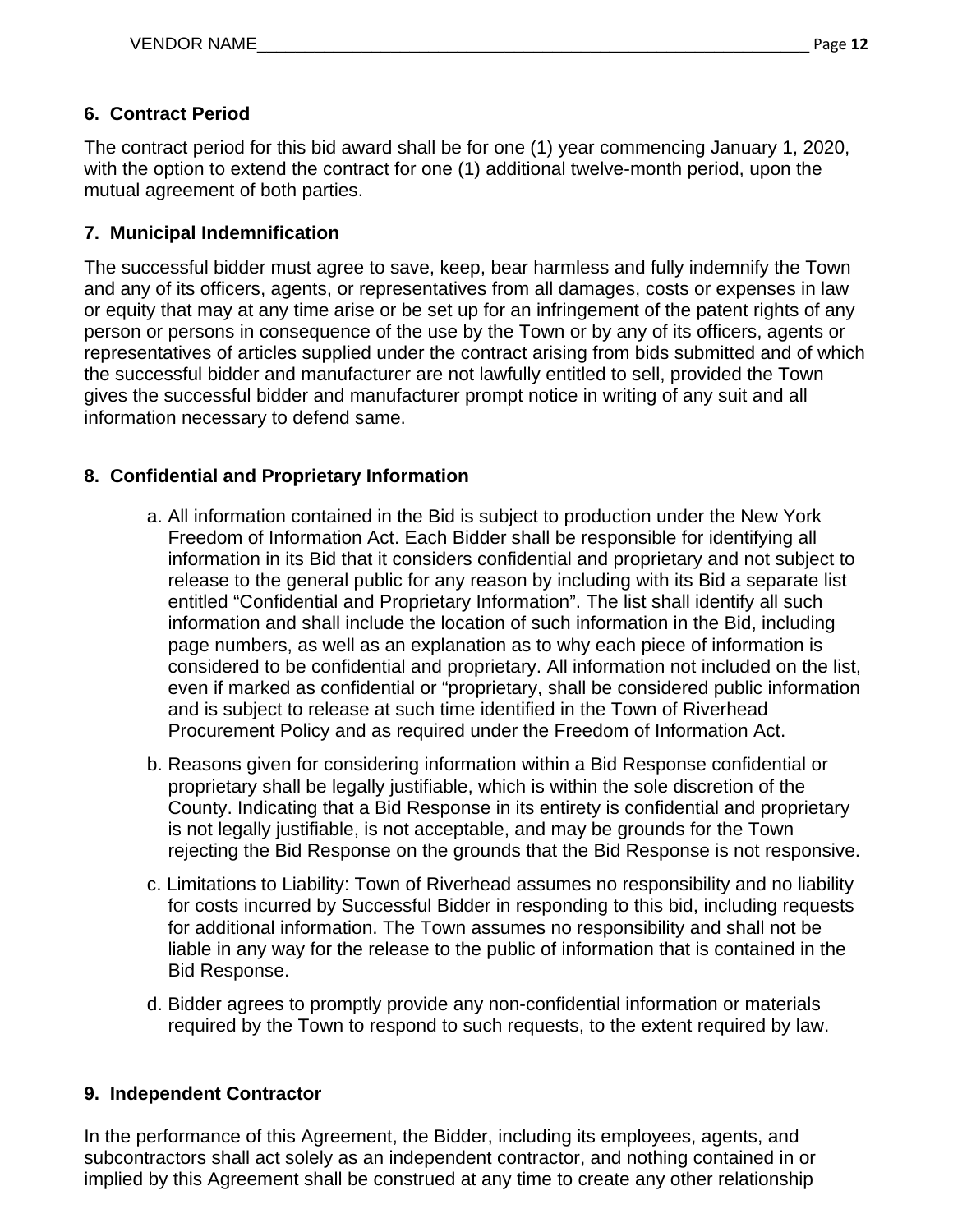### 6. Contract Period

The contract period for this bid award shall be for one (1) year commencing January 1, 2020, with the option to extend the contract for one (1) additional twelve-month period, upon the mutual agreement of both parties.

### 7. Municipal Indemnification

The successful bidder must agree to save, keep, bear harmless and fully indemnify the Town and any of its officers, agents, or representatives from all damages, costs or expenses in law or equity that may at any time arise or be set up for an infringement of the patent rights of any person or persons in consequence of the use by the Town or by any of its officers, agents or representatives of articles supplied under the contract arising from bids submitted and of which the successful bidder and manufacturer are not lawfully entitled to sell, provided the Town gives the successful bidder and manufacturer prompt notice in writing of any suit and all information necessary to defend same.

### 8. Confidential and Proprietary Information

a. All information contained in the Bid is subject to production under the New York Freedom of Information Act. Each Bidder shall be responsible for identifying all information in its Bid that it considers confidential and proprietary and not subject to release to the general public for any reason by including with its Bid a separate list entitled “Confidential and Proprietary Information”. The list shall identify all such information and shall include the location of such information in the Bid, including page numbers, as well as an explanation as to why each piece of information is considered to be confidential and proprietary. All information not included on the list, even if marked as confidential or “proprietary, shall be considered public information and is subject to release at such time identified in the Town of Riverhead Procurement Policy and as required under the Freedom of Information Act.

b. Reasons given for considering information within a Bid Response confidential or proprietary shall be legally justifiable, which is within the sole discretion of the County. Indicating that a Bid Response in its entirety is confidential and proprietary is not legally justifiable, is not acceptable, and may be grounds for the Town rejecting the Bid Response on the grounds that the Bid Response is not responsive.

c. Limitations to Liability: Town of Riverhead assumes no responsibility and no liability for costs incurred by Successful Bidder in responding to this bid, including requests for additional information. The Town assumes no responsibility and shall not be liable in any way for the release to the public of information that is contained in the Bid Response.

d. Bidder agrees to promptly provide any non-confidential information or materials required by the Town to respond to such requests, to the extent required by law.

### 9. Independent Contractor

In the performance of this Agreement, the Bidder, including its employees, agents, and subcontractors shall act solely as an independent contractor, and nothing contained in or implied by this Agreement shall be construed at any time to create any other relationship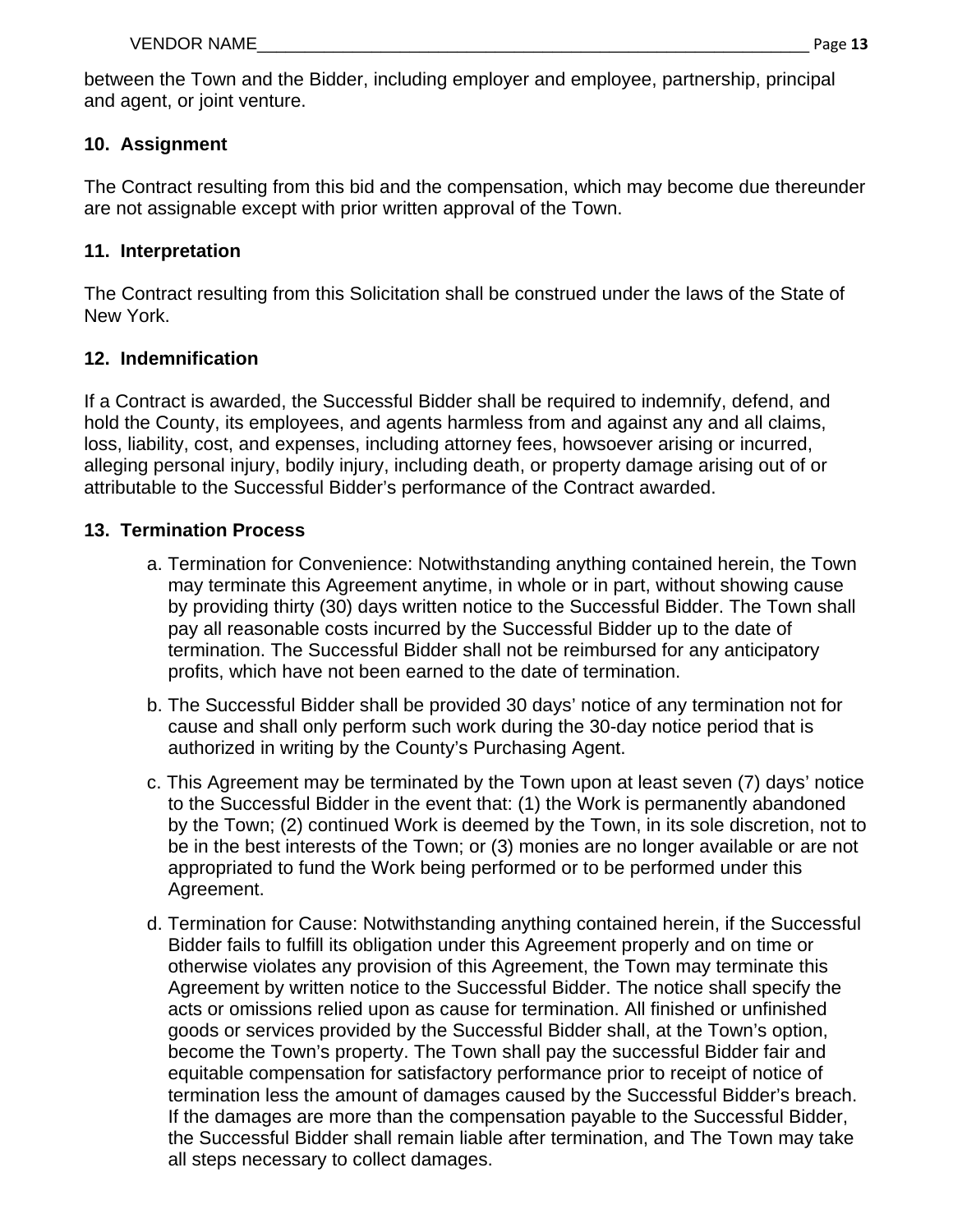between the Town and the Bidder, including employer and employee, partnership, principal and agent, or joint venture.

### 10. Assignment

The Contract resulting from this bid and the compensation, which may become due thereunder are not assignable except with prior written approval of the Town.

### 11. Interpretation

The Contract resulting from this Solicitation shall be construed under the laws of the State of New York.

### 12. Indemnification

If a Contract is awarded, the Successful Bidder shall be required to indemnify, defend, and hold the County, its employees, and agents harmless from and against any and all claims, loss, liability, cost, and expenses, including attorney fees, howsoever arising or incurred, alleging personal injury, bodily injury, including death, or property damage arising out of or attributable to the Successful Bidder's performance of the Contract awarded.

### 13. Termination Process

a. Termination for Convenience: Notwithstanding anything contained herein, the Town may terminate this Agreement anytime, in whole or in part, without showing cause by providing thirty (30) days written notice to the Successful Bidder. The Town shall pay all reasonable costs incurred by the Successful Bidder up to the date of termination. The Successful Bidder shall not be reimbursed for any anticipatory profits, which have not been earned to the date of termination.

b. The Successful Bidder shall be provided 30 days' notice of any termination not for cause and shall only perform such work during the 30-day notice period that is authorized in writing by the County's Purchasing Agent.

c. This Agreement may be terminated by the Town upon at least seven (7) days' notice to the Successful Bidder in the event that: (1) the Work is permanently abandoned by the Town; (2) continued Work is deemed by the Town, in its sole discretion, not to be in the best interests of the Town; or (3) monies are no longer available or are not appropriated to fund the Work being performed or to be performed under this Agreement.

d. Termination for Cause: Notwithstanding anything contained herein, if the Successful Bidder fails to fulfill its obligation under this Agreement properly and on time or otherwise violates any provision of this Agreement, the Town may terminate this Agreement by written notice to the Successful Bidder. The notice shall specify the acts or omissions relied upon as cause for termination. All finished or unfinished goods or services provided by the Successful Bidder shall, at the Town's option, become the Town's property. The Town shall pay the successful Bidder fair and equitable compensation for satisfactory performance prior to receipt of notice of termination less the amount of damages caused by the Successful Bidder's breach. If the damages are more than the compensation payable to the Successful Bidder, the Successful Bidder shall remain liable after termination, and The Town may take all steps necessary to collect damages.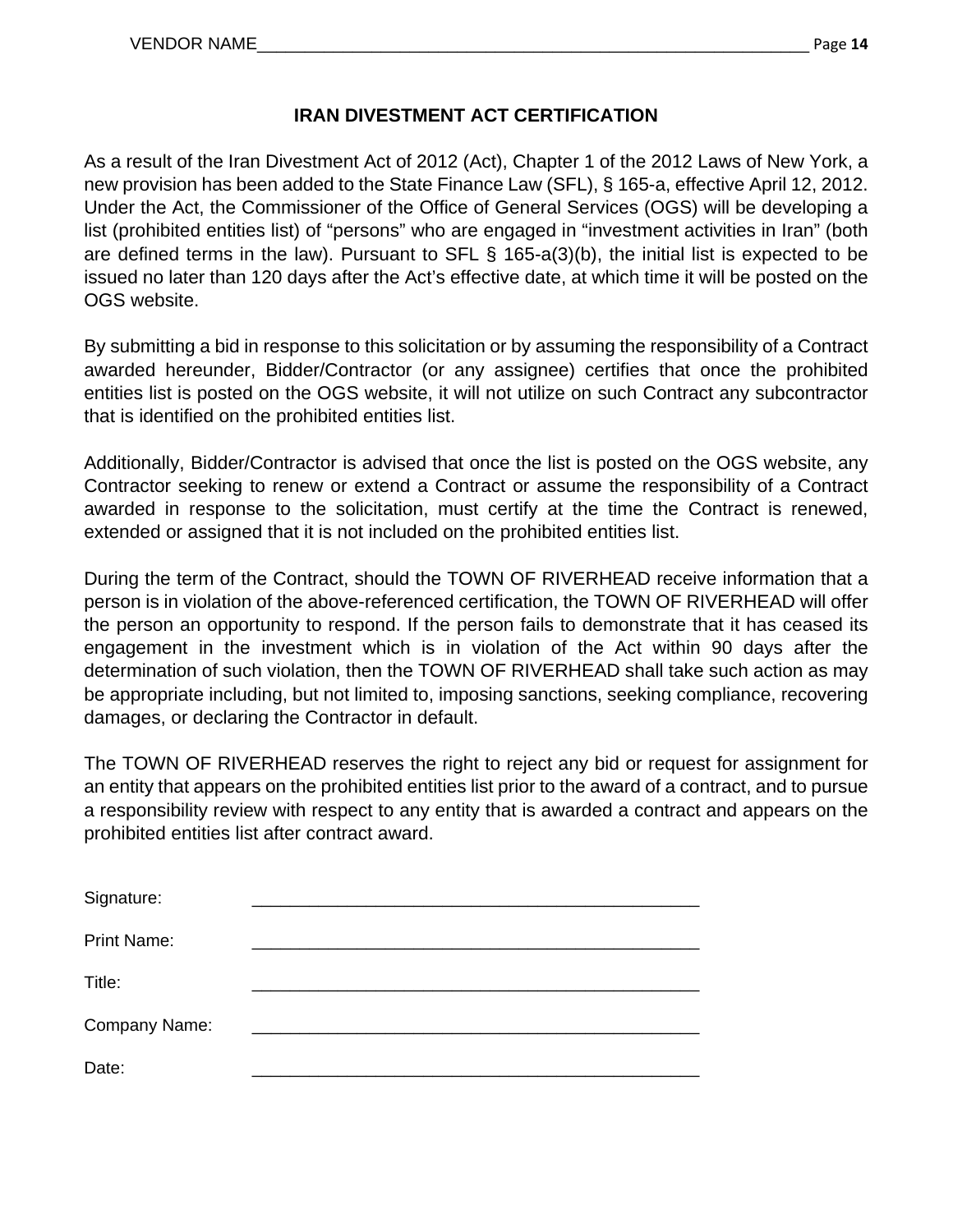VENDOR NAME_______________________________________________________________

# IRAN DIVESTMENT ACT CERTIFICATION

As a result of the Iran Divestment Act of 2012 (Act), Chapter 1 of the 2012 Laws of New York, a new provision has been added to the State Finance Law (SFL), § 165-a, effective April 12, 2012. Under the Act, the Commissioner of the Office of General Services (OGS) will be developing a list (prohibited entities list) of "persons" who are engaged in "investment activities in Iran" (both are defined terms in the law). Pursuant to SFL § 165-a(3)(b), the initial list is expected to be issued no later than 120 days after the Act's effective date, at which time it will be posted on the OGS website.

By submitting a bid in response to this solicitation or by assuming the responsibility of a Contract awarded hereunder, Bidder/Contractor (or any assignee) certifies that once the prohibited entities list is posted on the OGS website, it will not utilize on such Contract any subcontractor that is identified on the prohibited entities list.

Additionally, Bidder/Contractor is advised that once the list is posted on the OGS website, any Contractor seeking to renew or extend a Contract or assume the responsibility of a Contract awarded in response to the solicitation, must certify at the time the Contract is renewed, extended or assigned that it is not included on the prohibited entities list.

During the term of the Contract, should the TOWN OF RIVERHEAD receive information that a person is in violation of the above-referenced certification, the TOWN OF RIVERHEAD will offer the person an opportunity to respond. If the person fails to demonstrate that it has ceased its engagement in the investment which is in violation of the Act within 90 days after the determination of such violation, then the TOWN OF RIVERHEAD shall take such action as may be appropriate including, but not limited to, imposing sanctions, seeking compliance, recovering damages, or declaring the Contractor in default.

The TOWN OF RIVERHEAD reserves the right to reject any bid or request for assignment for an entity that appears on the prohibited entities list prior to the award of a contract, and to pursue a responsibility review with respect to any entity that is awarded a contract and appears on the prohibited entities list after contract award.

Signature: ________________________________________________

Print Name: ________________________________________________

Title: ________________________________________________

Company Name: ________________________________________________

Date: ________________________________________________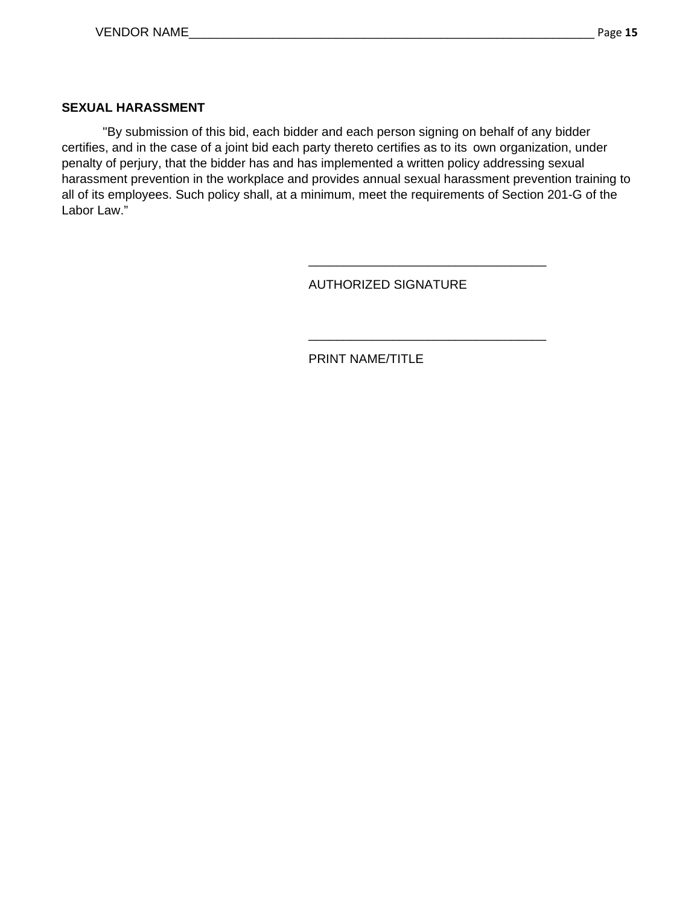**SEXUAL HARASSMENT**

"By submission of this bid, each bidder and each person signing on behalf of any bidder certifies, and in the case of a joint bid each party thereto certifies as to its own organization, under penalty of perjury, that the bidder has and has implemented a written policy addressing sexual harassment prevention in the workplace and provides annual sexual harassment prevention training to all of its employees. Such policy shall, at a minimum, meet the requirements of Section 201-G of the Labor Law."

___________________________________

AUTHORIZED SIGNATURE

___________________________________

PRINT NAME/TITLE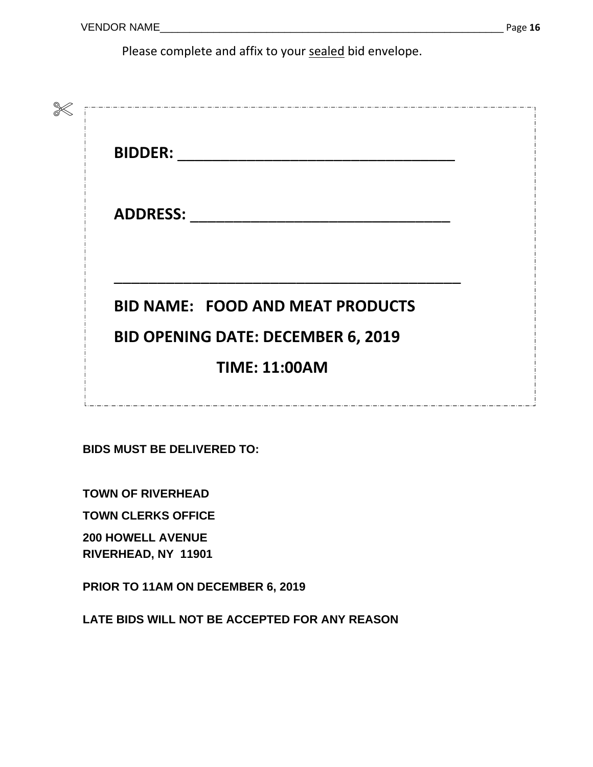Please complete and affix to your <u>sealed</u> bid envelope.

**BIDDER: ___________________________________**

**ADDRESS: ________________________________**

**_____________________________________________**

**BID NAME: FOOD AND MEAT PRODUCTS**

**BID OPENING DATE: DECEMBER 6, 2019**

**TIME: 11:00AM**

**BIDS MUST BE DELIVERED TO:**

**TOWN OF RIVERHEAD**

**TOWN CLERKS OFFICE**

**200 HOWELL AVENUE**
**RIVERHEAD, NY 11901**

**PRIOR TO 11AM ON DECEMBER 6, 2019**

**LATE BIDS WILL NOT BE ACCEPTED FOR ANY REASON**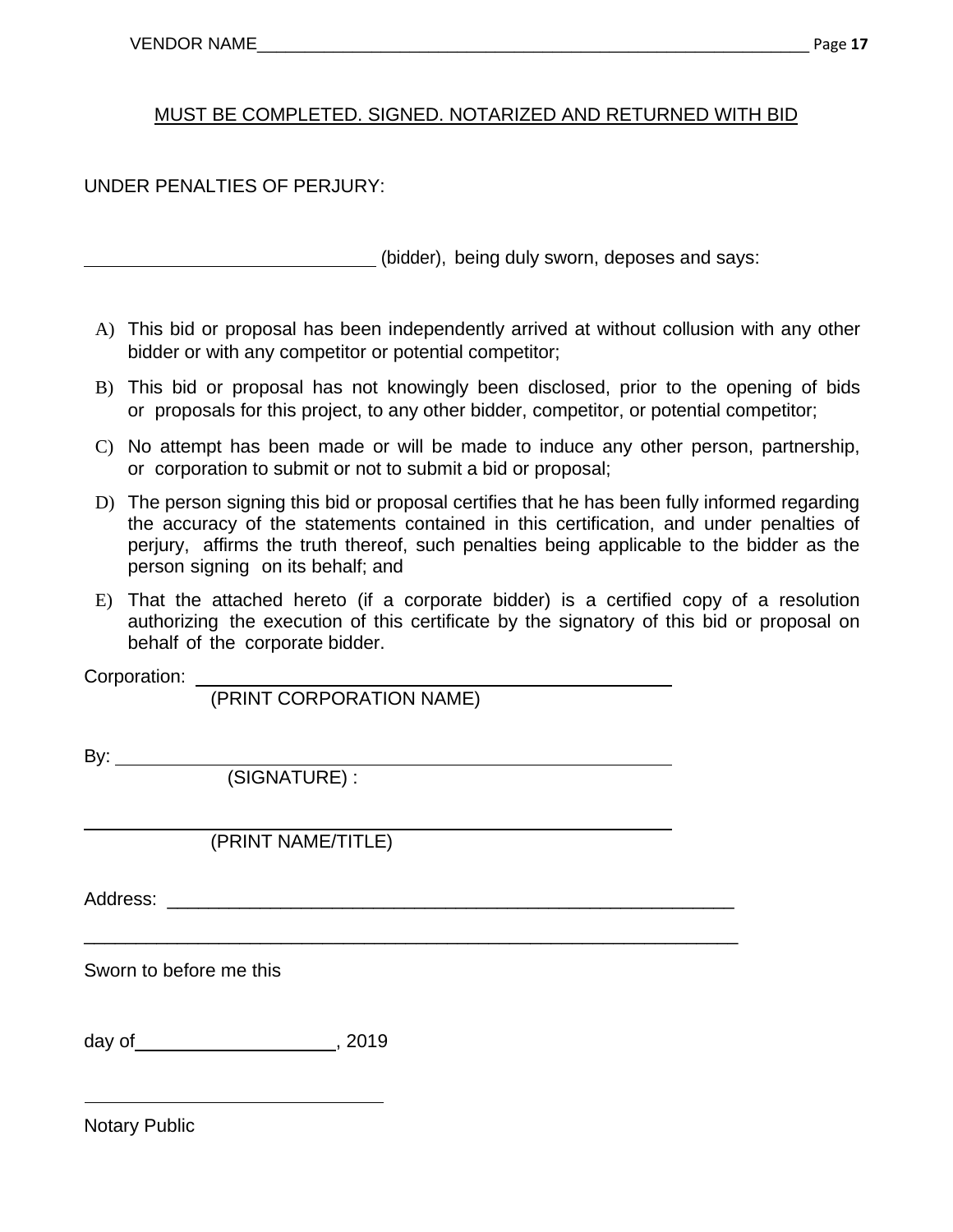MUST BE COMPLETED. SIGNED. NOTARIZED AND RETURNED WITH BID

UNDER PENALTIES OF PERJURY:

______________________________ (bidder), being duly sworn, deposes and says:

A) This bid or proposal has been independently arrived at without collusion with any other bidder or with any competitor or potential competitor;

B) This bid or proposal has not knowingly been disclosed, prior to the opening of bids or proposals for this project, to any other bidder, competitor, or potential competitor;

C) No attempt has been made or will be made to induce any other person, partnership, or corporation to submit or not to submit a bid or proposal;

D) The person signing this bid or proposal certifies that he has been fully informed regarding the accuracy of the statements contained in this certification, and under penalties of perjury, affirms the truth thereof, such penalties being applicable to the bidder as the person signing on its behalf; and

E) That the attached hereto (if a corporate bidder) is a certified copy of a resolution authorizing the execution of this certificate by the signatory of this bid or proposal on behalf of the corporate bidder.

Corporation: ______________________________________________
(PRINT CORPORATION NAME)

By: ______________________________________________
(SIGNATURE) :

______________________________________________
(PRINT NAME/TITLE)

Address: ______________________________________________

______________________________________________________

Sworn to before me this

day of____________________, 2019

______________________________

Notary Public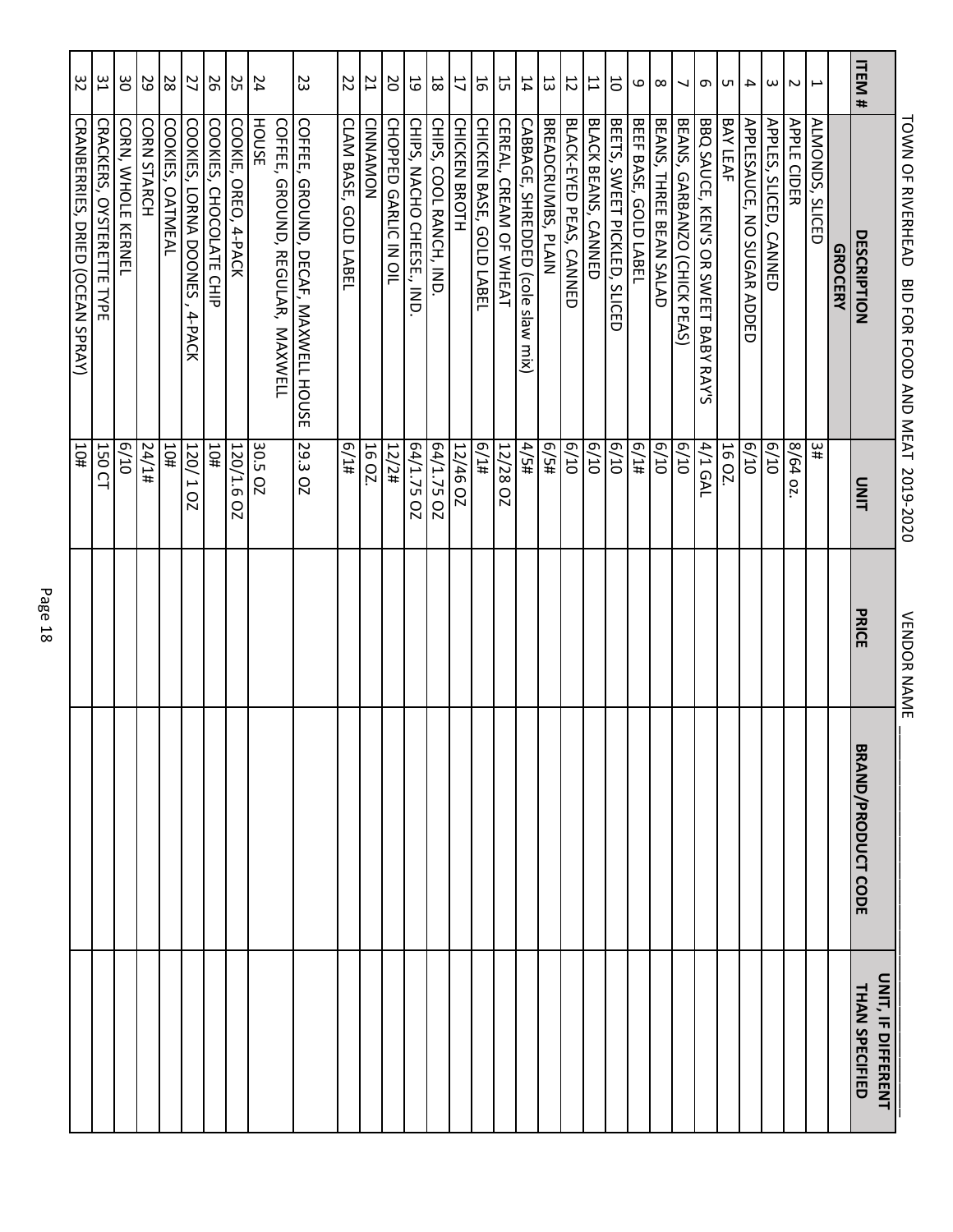TOWN OF RIVERHEAD BID FOR FOOD AND MEAT 2019-2020 VENDOR NAME ____________

| ITEM # | DESCRIPTION | UNIT | PRICE | BRAND/PRODUCT CODE | UNIT, IF DIFFERENT THAN SPECIFIED |
|---|---|---|---|---|---|
| | **GROCERY** | | | | |
| 1 | ALMONDS, SLICED | 3# | | | |
| 2 | APPLE CIDER | 8/64 oz. | | | |
| 3 | APPLES, SLICED, CANNED | 6/10 | | | |
| 4 | APPLESAUCE, NO SUGAR ADDED | 6/10 | | | |
| 5 | BAY LEAF | 16 OZ. | | | |
| 6 | BBQ SAUCE, KEN'S OR SWEET BABY RAY'S | 4/1 GAL | | | |
| 7 | BEANS, GARBANZO (CHICK PEAS) | 6/10 | | | |
| 8 | BEANS, THREE BEAN SALAD | 6/10 | | | |
| 9 | BEEF BASE, GOLD LABEL | 6/1# | | | |
| 10 | BEETS, SWEET PICKLED, SLICED | 6/10 | | | |
| 11 | BLACK BEANS, CANNED | 6/10 | | | |
| 12 | BLACK-EYED PEAS, CANNED | 6/10 | | | |
| 13 | BREADCRUMBS, PLAIN | 6/5# | | | |
| 14 | CABBAGE, SHREDDED (cole slaw mix) | 4/5# | | | |
| 15 | CEREAL, CREAM OF WHEAT | 12/28 OZ | | | |
| 16 | CHICKEN BASE, GOLD LABEL | 6/1# | | | |
| 17 | CHICKEN BROTH | 12/46 OZ | | | |
| 18 | CHIPS, COOL RANCH, IND. | 64/1.75 OZ | | | |
| 19 | CHIPS, NACHO CHEESE., IND. | 64/1.75 OZ | | | |
| 20 | CHOPPED GARLIC IN OIL | 12/2# | | | |
| 21 | CINNAMON | 16 OZ. | | | |
| 22 | CLAM BASE, GOLD LABEL | 6/1# | | | |
| | | | | | |
| 23 | COFFEE, GROUND, DECAF, MAXWELL HOUSE | 29.3 OZ | | | |
| 24 | COFFEE, GROUND, REGULAR, MAXWELL HOUSE | 30.5 OZ | | | |
| 25 | COOKIE, OREO, 4-PACK | 120/1.6 OZ | | | |
| 26 | COOKIES, CHOCOLATE CHIP | 10# | | | |
| 27 | COOKIES, LORNA DOONES , 4-PACK | 120/ 1 OZ | | | |
| 28 | COOKIES, OATMEAL | 10# | | | |
| 29 | CORN STARCH | 24/1# | | | |
| 30 | CORN, WHOLE KERNEL | 6/10 | | | |
| 31 | CRACKERS, OYSTERETTE TYPE | 150 CT | | | |
| 32 | CRANBERRIES, DRIED (OCEAN SPRAY) | 10# | | | |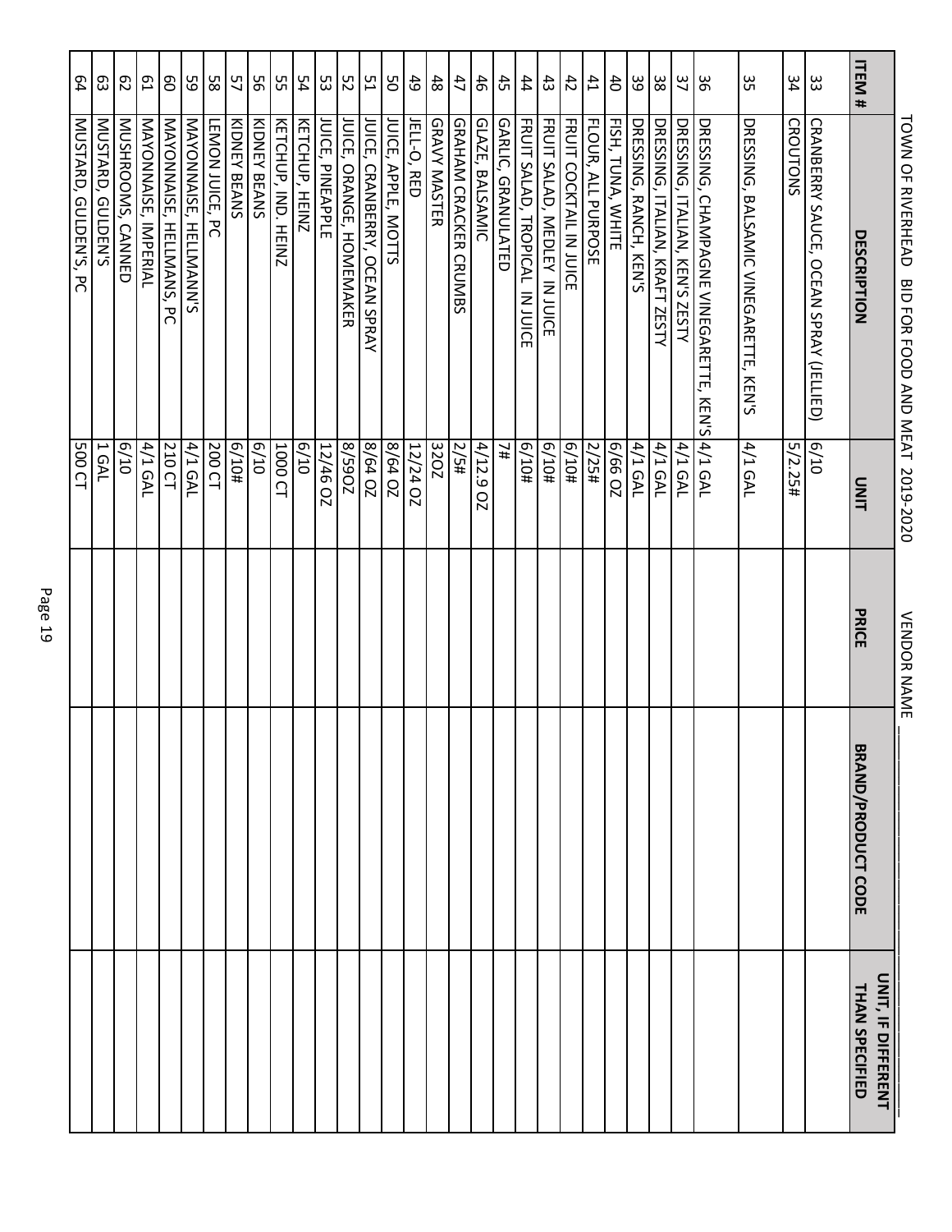TOWN OF RIVERHEAD BID FOR FOOD AND MEAT 2019-2020 VENDOR NAME ____________

| ITEM # | DESCRIPTION | UNIT | PRICE | BRAND/PRODUCT CODE | UNIT, IF DIFFERENT THAN SPECIFIED |
|---|---|---|---|---|---|
| 33 | CRANBERRY SAUCE, OCEAN SPRAY (JELLIED) | 6/10 | | | |
| 34 | CROUTONS | 5/2.25# | | | |
| 35 | DRESSING, BALSAMIC VINEGARETTE, KEN'S | 4/1 GAL | | | |
| 36 | DRESSING, CHAMPAGNE VINEGARETTE, KEN'S | 4/1 GAL | | | |
| 37 | DRESSING, ITALIAN, KEN'S ZESTY | 4/1 GAL | | | |
| 38 | DRESSING, ITALIAN, KRAFT ZESTY | 4/1 GAL | | | |
| 39 | DRESSING, RANCH, KEN'S | 4/1 GAL | | | |
| 40 | FISH, TUNA, WHITE | 6/66 OZ | | | |
| 41 | FLOUR, ALL PURPOSE | 2/25# | | | |
| 42 | FRUIT COCKTAIL IN JUICE | 6/10# | | | |
| 43 | FRUIT SALAD, MEDLEY IN JUICE | 6/10# | | | |
| 44 | FRUIT SALAD, TROPICAL IN JUICE | 6/10# | | | |
| 45 | GARLIC, GRANULATED | 7# | | | |
| 46 | GLAZE, BALSAMIC | 4/12.9 OZ | | | |
| 47 | GRAHAM CRACKER CRUMBS | 2/5# | | | |
| 48 | GRAVY MASTER | 32OZ | | | |
| 49 | JELL-O, RED | 12/24 OZ | | | |
| 50 | JUICE, APPLE, MOTTS | 8/64 OZ | | | |
| 51 | JUICE, CRANBERRY, OCEAN SPRAY | 8/64 OZ | | | |
| 52 | JUICE, ORANGE, HOMEMAKER | 8/59OZ | | | |
| 53 | JUICE, PINEAPPLE | 12/46 OZ | | | |
| 54 | KETCHUP, HEINZ | 6/10 | | | |
| 55 | KETCHUP, IND. HEINZ | 1000 CT | | | |
| 56 | KIDNEY BEANS | 6/10 | | | |
| 57 | KIDNEY BEANS | 6/10# | | | |
| 58 | LEMON JUICE, PC | 200 CT | | | |
| 59 | MAYONNAISE, HELLMANN'S | 4/1 GAL | | | |
| 60 | MAYONNAISE, HELLMANS, PC | 210 CT | | | |
| 61 | MAYONNAISE, IMPERIAL | 4/1 GAL | | | |
| 62 | MUSHROOMS, CANNED | 6/10 | | | |
| 63 | MUSTARD, GULDEN'S | 1 GAL | | | |
| 64 | MUSTARD, GULDEN'S, PC | 500 CT | | | |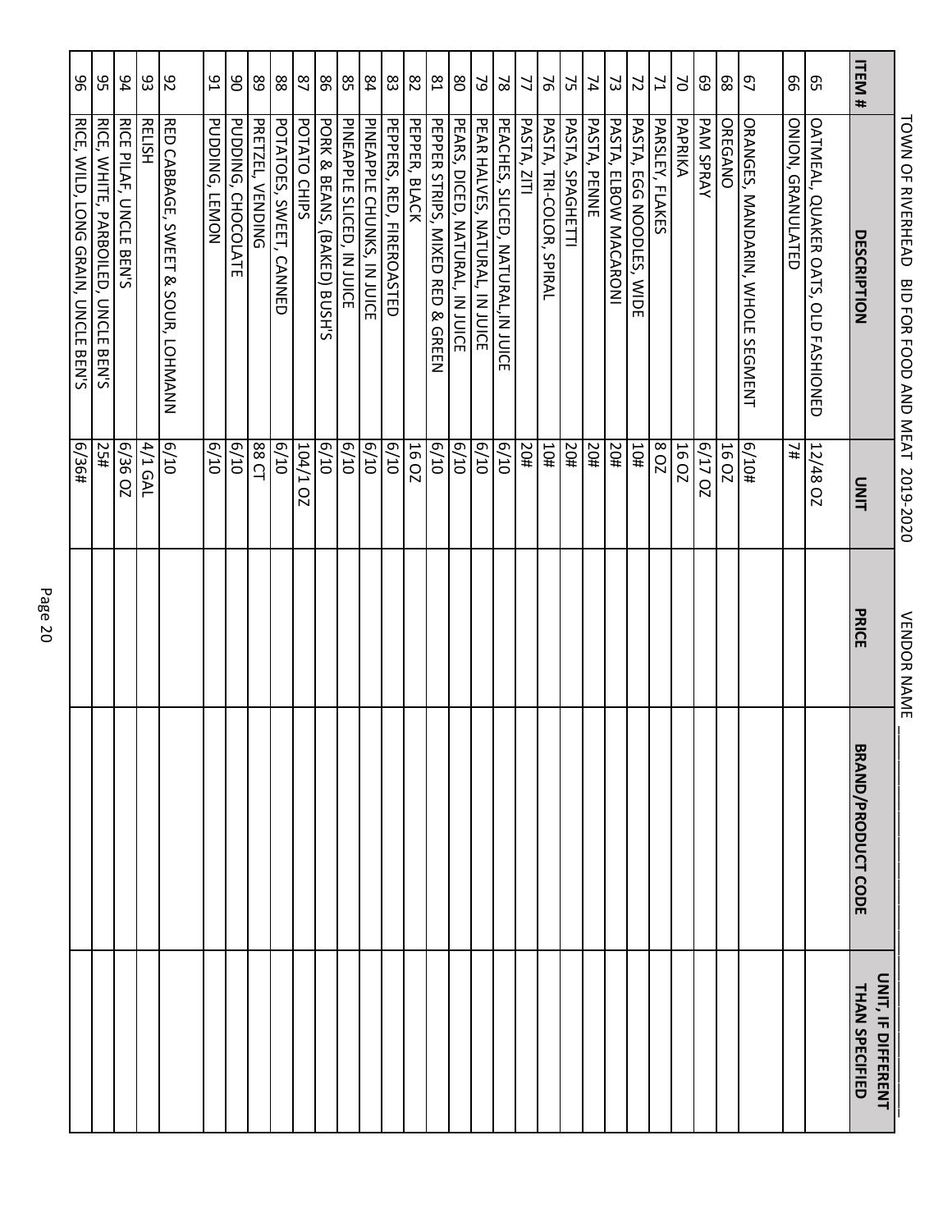TOWN OF RIVERHEAD BID FOR FOOD AND MEAT 2019-2020 VENDOR NAME ___________________

| ITEM # | DESCRIPTION | UNIT | PRICE | BRAND/PRODUCT CODE | UNIT, IF DIFFERENT THAN SPECIFIED |
|---|---|---|---|---|---|
| 65 | OATMEAL, QUAKER OATS, OLD FASHIONED | 12/48 OZ | | | |
| 66 | ONION, GRANULATED | 7# | | | |
| 67 | ORANGES, MANDARIN, WHOLE SEGMENT | 6/10# | | | |
| 68 | OREGANO | 16 OZ | | | |
| 69 | PAM SPRAY | 6/17 OZ | | | |
| 70 | PAPRIKA | 16 OZ | | | |
| 71 | PARSLEY, FLAKES | 8 OZ | | | |
| 72 | PASTA, EGG NOODLES, WIDE | 10# | | | |
| 73 | PASTA, ELBOW MACARONI | 20# | | | |
| 74 | PASTA, PENNE | 20# | | | |
| 75 | PASTA, SPAGHETTI | 20# | | | |
| 76 | PASTA, TRI-COLOR, SPIRAL | 10# | | | |
| 77 | PASTA, ZITI | 20# | | | |
| 78 | PEACHES, SLICED, NATURAL,IN JUICE | 6/10 | | | |
| 79 | PEAR HALVES, NATURAL, IN JUICE | 6/10 | | | |
| 80 | PEARS, DICED, NATURAL, IN JUICE | 6/10 | | | |
| 81 | PEPPER STRIPS, MIXED RED & GREEN | 6/10 | | | |
| 82 | PEPPER, BLACK | 16 OZ | | | |
| 83 | PEPPERS, RED, FIREROASTED | 6/10 | | | |
| 84 | PINEAPPLE CHUNKS, IN JUICE | 6/10 | | | |
| 85 | PINEAPPLE SLICED, IN JUICE | 6/10 | | | |
| 86 | PORK & BEANS, (BAKED) BUSH'S | 6/10 | | | |
| 87 | POTATO CHIPS | 104/1 OZ | | | |
| 88 | POTATOES, SWEET, CANNED | 6/10 | | | |
| 89 | PRETZEL, VENDING | 88 CT | | | |
| 90 | PUDDING, CHOCOLATE | 6/10 | | | |
| 91 | PUDDING, LEMON | 6/10 | | | |
| 92 | RED CABBAGE, SWEET & SOUR, LOHMANN | 6/10 | | | |
| 93 | RELISH | 4/1 GAL | | | |
| 94 | RICE PILAF, UNCLE BEN'S | 6/36 OZ | | | |
| 95 | RICE, WHITE, PARBOILED, UNCLE BEN'S | 25# | | | |
| 96 | RICE, WILD, LONG GRAIN, UNCLE BEN'S | 6/36# | | | |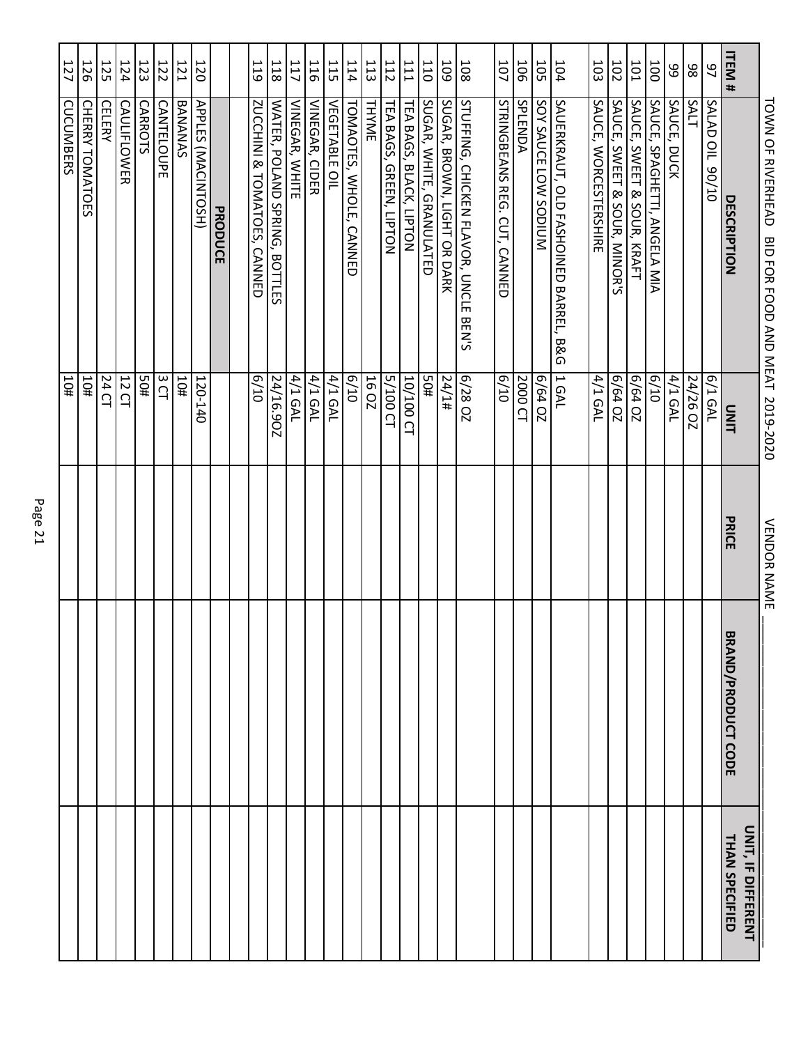TOWN OF RIVERHEAD BID FOR FOOD AND MEAT 2019-2020 VENDOR NAME ___________

| ITEM # | DESCRIPTION | UNIT | PRICE | BRAND/PRODUCT CODE | UNIT, IF DIFFERENT THAN SPECIFIED |
|---|---|---|---|---|---|
| 97 | SALAD OIL 90/10 | 6/1 GAL | | | |
| 98 | SALT | 24/26 OZ | | | |
| 99 | SAUCE, DUCK | 4/1 GAL | | | |
| 100 | SAUCE, SPAGHETTI, ANGELA MIA | 6/10 | | | |
| 101 | SAUCE, SWEET & SOUR, KRAFT | 6/64 OZ | | | |
| 102 | SAUCE, SWEET & SOUR, MINOR'S | 6/64 OZ | | | |
| 103 | SAUCE, WORCESTERSHIRE | 4/1 GAL | | | |
| | | | | | |
| 104 | SAUERKRAUT, OLD FASHOINED BARREL, B&G | 1 GAL | | | |
| 105 | SOY SAUCE LOW SODIUM | 6/64 OZ | | | |
| 106 | SPLENDA | 2000 CT | | | |
| 107 | STRINGBEANS REG. CUT, CANNED | 6/10 | | | |
| | | | | | |
| 108 | STUFFING, CHICKEN FLAVOR, UNCLE BEN'S | 6/28 OZ | | | |
| 109 | SUGAR, BROWN, LIGHT OR DARK | 24/1# | | | |
| 110 | SUGAR, WHITE, GRANULATED | 50# | | | |
| 111 | TEA BAGS, BLACK, LIPTON | 10/100 CT | | | |
| 112 | TEA BAGS, GREEN, LIPTON | 5/100 CT | | | |
| 113 | THYME | 16 OZ | | | |
| 114 | TOMAOTES, WHOLE, CANNED | 6/10 | | | |
| 115 | VEGETABLE OIL | 4/1 GAL | | | |
| 116 | VINEGAR, CIDER | 4/1 GAL | | | |
| 117 | VINEGAR, WHITE | 4/1 GAL | | | |
| 118 | WATER, POLAND SPRING, BOTTLES | 24/16.9OZ | | | |
| 119 | ZUCCHINI & TOMATOES, CANNED | 6/10 | | | |
| | | | | | |
| | **PRODUCE** | | | | |
| 120 | APPLES (MACINTOSH) | 120-140 | | | |
| 121 | BANANAS | 10# | | | |
| 122 | CANTELOUPE | 3 CT | | | |
| 123 | CARROTS | 50# | | | |
| 124 | CAULIFLOWER | 12 CT | | | |
| 125 | CELERY | 24 CT | | | |
| 126 | CHERRY TOMATOES | 10# | | | |
| 127 | CUCUMBERS | 10# | | | |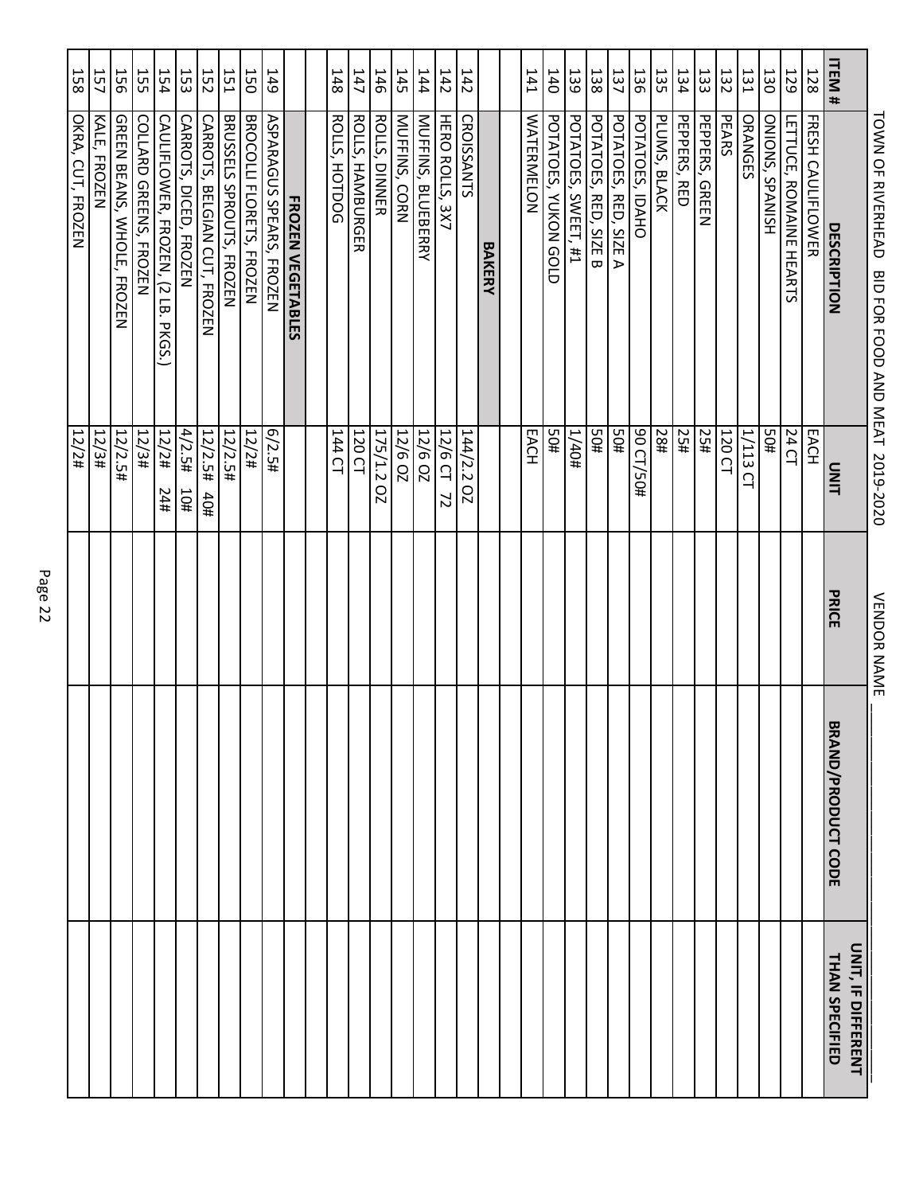TOWN OF RIVERHEAD BID FOR FOOD AND MEAT 2019-2020 VENDOR NAME ____________________

| ITEM # | DESCRIPTION | UNIT | PRICE | BRAND/PRODUCT CODE | UNIT, IF DIFFERENT THAN SPECIFIED |
|---|---|---|---|---|---|
| 128 | FRESH CAULIFLOWER | EACH | | | |
| 129 | LETTUCE, ROMAINE HEARTS | 24 CT | | | |
| 130 | ONIONS, SPANISH | 50# | | | |
| 131 | ORANGES | 1/113 CT | | | |
| 132 | PEARS | 120 CT | | | |
| 133 | PEPPERS, GREEN | 25# | | | |
| 134 | PEPPERS, RED | 25# | | | |
| 135 | PLUMS, BLACK | 28# | | | |
| 136 | POTATOES, IDAHO | 90 CT/50# | | | |
| 137 | POTATOES, RED, SIZE A | 50# | | | |
| 138 | POTATOES, RED, SIZE B | 50# | | | |
| 139 | POTATOES, SWEET, #1 | 1/40# | | | |
| 140 | POTATOES, YUKON GOLD | 50# | | | |
| 141 | WATERMELON | EACH | | | |
| | | | | | |
| | **BAKERY** | | | | |
| 142 | CROISSANTS | 144/2.2 OZ | | | |
| 142 | HERO ROLLS, 3X7 | 12/6 CT 72 | | | |
| 144 | MUFFINS, BLUEBERRY | 12/6 OZ | | | |
| 145 | MUFFINS, CORN | 12/6 OZ | | | |
| 146 | ROLLS, DINNER | 175/1.2 OZ | | | |
| 147 | ROLLS, HAMBURGER | 120 CT | | | |
| 148 | ROLLS, HOTDOG | 144 CT | | | |
| | | | | | |
| | **FROZEN VEGETABLES** | | | | |
| 149 | ASPARAGUS SPEARS, FROZEN | 6/2.5# | | | |
| 150 | BROCOLLI FLORETS, FROZEN | 12/2# | | | |
| 151 | BRUSSELS SPROUTS, FROZEN | 12/2.5# | | | |
| 152 | CARROTS, BELGIAN CUT, FROZEN | 12/2.5# 40# | | | |
| 153 | CARROTS, DICED, FROZEN | 4/2.5# 10# | | | |
| 154 | CAULIFLOWER, FROZEN, (2 LB. PKGS.) | 12/2# 24# | | | |
| 155 | COLLARD GREENS, FROZEN | 12/3# | | | |
| 156 | GREEN BEANS, WHOLE, FROZEN | 12/2.5# | | | |
| 157 | KALE, FROZEN | 12/3# | | | |
| 158 | OKRA, CUT, FROZEN | 12/2# | | | |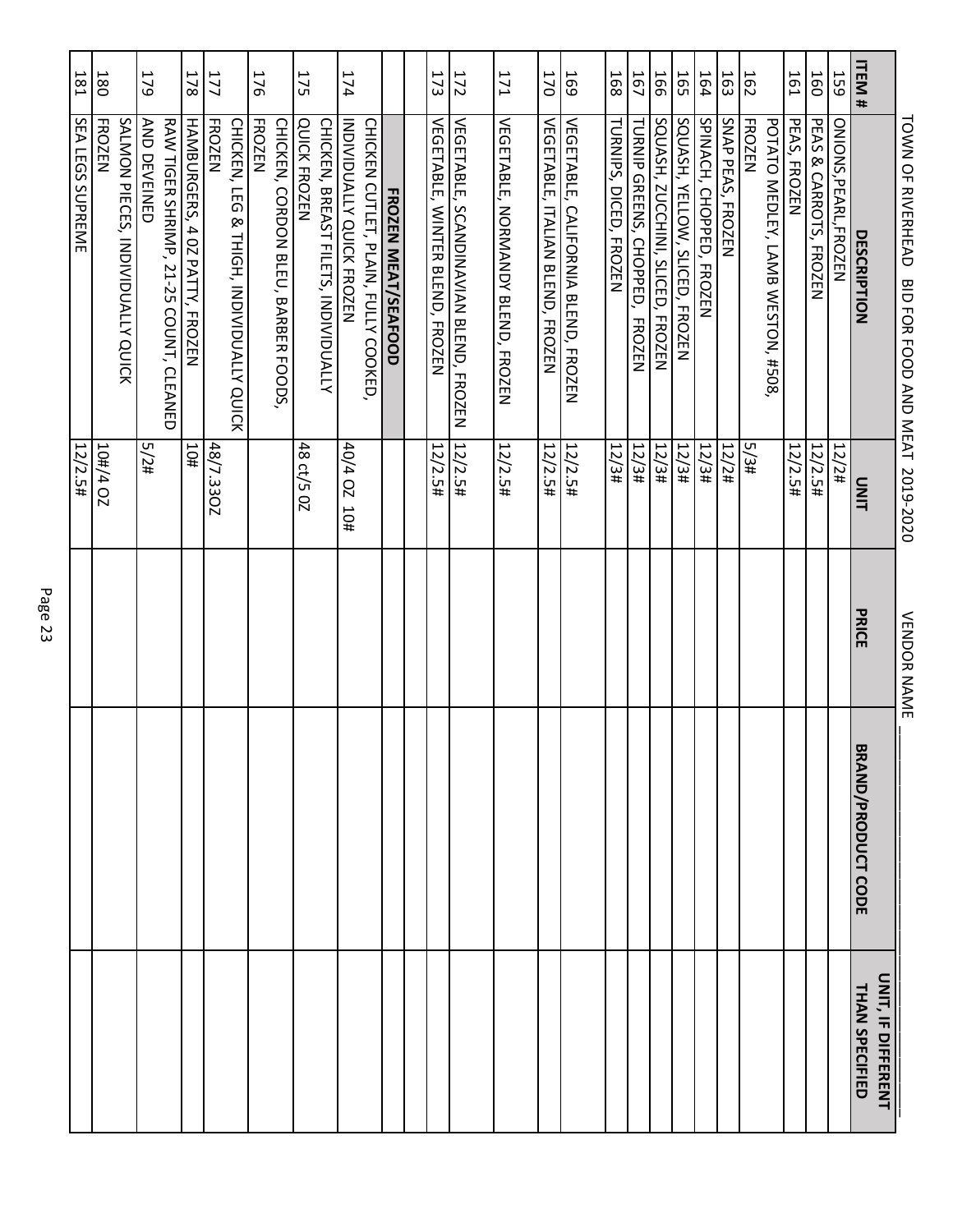TOWN OF RIVERHEAD BID FOR FOOD AND MEAT 2019-2020 VENDOR NAME ____________

| ITEM # | DESCRIPTION | UNIT | PRICE | BRAND/PRODUCT CODE | UNIT, IF DIFFERENT THAN SPECIFIED |
|---|---|---|---|---|---|
| 159 | ONIONS,PEARL,FROZEN | 12/2# | | | |
| 160 | PEAS & CARROTS, FROZEN | 12/2.5# | | | |
| 161 | PEAS, FROZEN | 12/2.5# | | | |
| 162 | POTATO MEDLEY, LAMB WESTON, #508, FROZEN | 5/3# | | | |
| 163 | SNAP PEAS, FROZEN | 12/2# | | | |
| 164 | SPINACH, CHOPPED, FROZEN | 12/3# | | | |
| 165 | SQUASH, YELLOW, SLICED, FROZEN | 12/3# | | | |
| 166 | SQUASH, ZUCCHINI, SLICED, FROZEN | 12/3# | | | |
| 167 | TURNIP GREENS, CHOPPED, FROZEN | 12/3# | | | |
| 168 | TURNIPS, DICED, FROZEN | 12/3# | | | |
| 169 | VEGETABLE, CALIFORNIA BLEND, FROZEN | 12/2.5# | | | |
| 170 | VEGETABLE, ITALIAN BLEND, FROZEN | 12/2.5# | | | |
| 171 | VEGETABLE, NORMANDY BLEND, FROZEN | 12/2.5# | | | |
| 172 | VEGETABLE, SCANDINAVIAN BLEND, FROZEN | 12/2.5# | | | |
| 173 | VEGETABLE, WINTER BLEND, FROZEN | 12/2.5# | | | |
| | | | | | |
| | **FROZEN MEAT/SEAFOOD** | | | | |
| 174 | CHICKEN CUTLET, PLAIN, FULLY COOKED, INDIVIDUALLY QUICK FROZEN | 40/4 OZ 10# | | | |
| 175 | CHICKEN, BREAST FILETS, INDIVIDUALLY QUICK FROZEN | 48 ct/5 OZ | | | |
| 176 | CHICKEN, CORDON BLEU, BARBER FOODS, FROZEN | | | | |
| 177 | CHICKEN, LEG & THIGH, INDIVIDUALLY QUICK FROZEN | 48/7.33OZ | | | |
| 178 | HAMBURGERS, 4 OZ PATTY, FROZEN | 10# | | | |
| 179 | RAW TIGER SHRIMP, 21-25 COUNT, CLEANED AND DEVEINED | 5/2# | | | |
| 180 | SALMON PIECES, INDIVIDUALLY QUICK FROZEN | 10#/4 OZ | | | |
| 181 | SEA LEGS SUPREME | 12/2.5# | | | |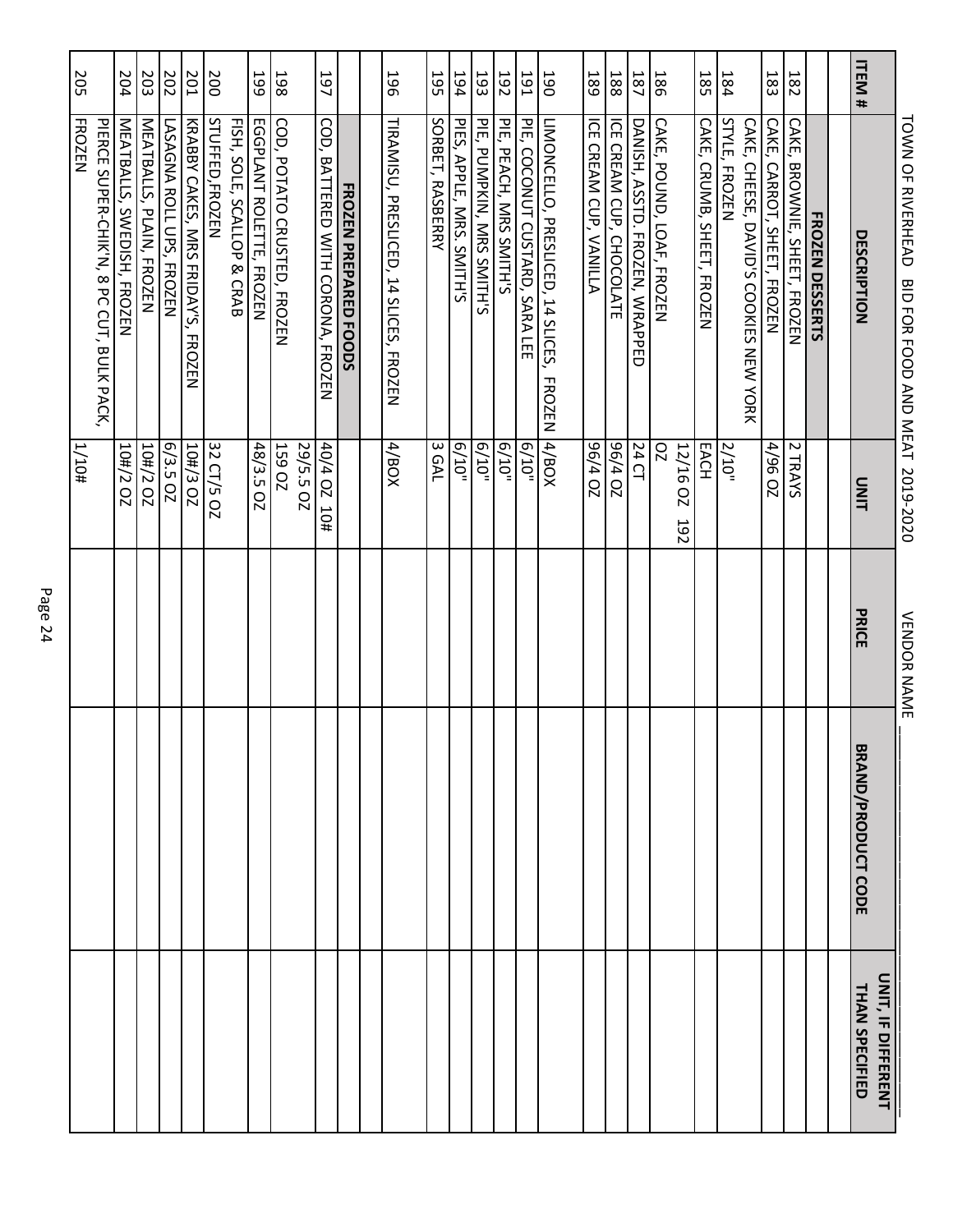TOWN OF RIVERHEAD BID FOR FOOD AND MEAT 2019-2020 VENDOR NAME ____________

| ITEM # | DESCRIPTION | UNIT | PRICE | BRAND/PRODUCT CODE | UNIT, IF DIFFERENT THAN SPECIFIED |
|---|---|---|---|---|---|
| | **FROZEN DESSERTS** | | | | |
| 182 | CAKE, BROWNIE, SHEET, FROZEN | 2 TRAYS | | | |
| 183 | CAKE, CARROT, SHEET, FROZEN | 4/96 OZ | | | |
| 184 | CAKE, CHEESE, DAVID'S COOKIES NEW YORK STYLE, FROZEN | 2/10" | | | |
| 185 | CAKE, CRUMB, SHEET, FROZEN | EACH | | | |
| 186 | CAKE, POUND, LOAF, FROZEN | 12/16 OZ 192 OZ | | | |
| 187 | DANISH, ASSTD. FROZEN, WRAPPED | 24 CT | | | |
| 188 | ICE CREAM CUP, CHOCOLATE | 96/4 OZ | | | |
| 189 | ICE CREAM CUP, VANILLA | 96/4 OZ | | | |
| 190 | LIMONCELLO, PRESLICED, 14 SLICES, FROZEN | 4/BOX | | | |
| 191 | PIE, COCONUT CUSTARD, SARA LEE | 6/10" | | | |
| 192 | PIE, PEACH, MRS SMITH'S | 6/10" | | | |
| 193 | PIE, PUMPKIN, MRS SMITH'S | 6/10" | | | |
| 194 | PIES, APPLE, MRS. SMITH'S | 6/10" | | | |
| 195 | SORBET, RASBERRY | 3 GAL | | | |
| 196 | TIRAMISU, PRESLICED, 14 SLICES, FROZEN | 4/BOX | | | |
| | | | | | |
| | **FROZEN PREPARED FOODS** | | | | |
| 197 | COD, BATTERED WITH CORONA, FROZEN | 40/4 OZ 10# | | | |
| 198 | COD, POTATO CRUSTED, FROZEN | 29/5.5 OZ 159 OZ | | | |
| 199 | EGGPLANT ROLETTE, FROZEN | 48/3.5 OZ | | | |
| 200 | FISH, SOLE, SCALLOP & CRAB STUFFED,FROZEN | 32 CT/5 OZ | | | |
| 201 | KRABBY CAKES, MRS FRIDAY'S, FROZEN | 10#/3 OZ | | | |
| 202 | LASAGNA ROLL UPS, FROZEN | 6/3.5 OZ | | | |
| 203 | MEATBALLS, PLAIN, FROZEN | 10#/2 OZ | | | |
| 204 | MEATBALLS, SWEDISH, FROZEN | 10#/2 OZ | | | |
| 205 | PIERCE SUPER-CHIK'N, 8 PC CUT, BULK PACK, FROZEN | 1/10# | | | |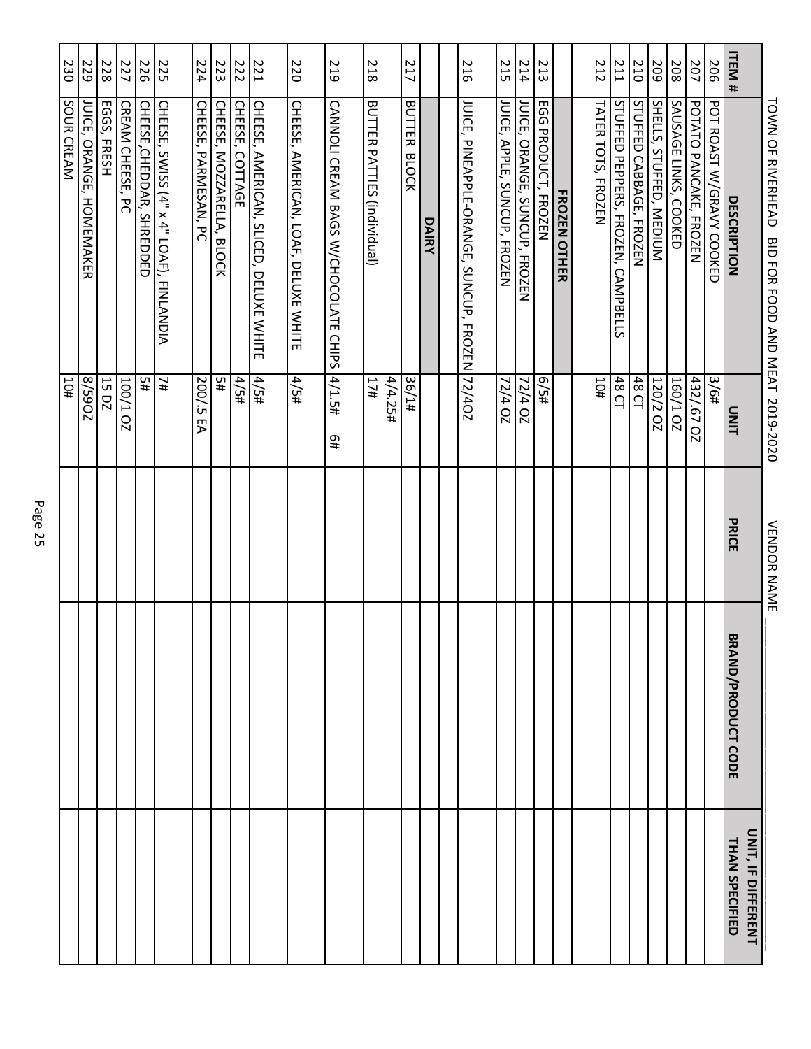TOWN OF RIVERHEAD BID FOR FOOD AND MEAT 2019-2020 VENDOR NAME ___________________

| ITEM # | DESCRIPTION | UNIT | PRICE | BRAND/PRODUCT CODE | UNIT, IF DIFFERENT THAN SPECIFIED |
|---|---|---|---|---|---|
| 206 | POT ROAST W/GRAVY COOKED | 3/6# | | | |
| 207 | POTATO PANCAKE, FROZEN | 432/.67 OZ | | | |
| 208 | SAUSAGE LINKS, COOKED | 160/1 OZ | | | |
| 209 | SHELLS, STUFFED, MEDIUM | 120/2 OZ | | | |
| 210 | STUFFED CABBAGE, FROZEN | 48 CT | | | |
| 211 | STUFFED PEPPERS, FROZEN, CAMPBELLS | 48 CT | | | |
| 212 | TATER TOTS, FROZEN | 10# | | | |
| | **FROZEN OTHER** | | | | |
| 213 | EGG PRODUCT, FROZEN | 6/5# | | | |
| 214 | JUICE, ORANGE, SUNCUP, FROZEN | 72/4 OZ | | | |
| 215 | JUICE, APPLE, SUNCUP, FROZEN | 72/4 OZ | | | |
| 216 | JUICE, PINEAPPLE-ORANGE, SUNCUP, FROZEN | 72/4OZ | | | |
| | **DAIRY** | | | | |
| 217 | BUTTER BLOCK | 36/1# | | | |
| 218 | BUTTER PATTIES (individual) | 4/4.25# 17# | | | |
| 219 | CANNOLI CREAM BAGS W/CHOCOLATE CHIPS | 4/1.5# 6# | | | |
| 220 | CHEESE, AMERICAN, LOAF, DELUXE WHITE | 4/5# | | | |
| 221 | CHEESE, AMERICAN, SLICED, DELUXE WHITE | 4/5# | | | |
| 222 | CHEESE, COTTAGE | 4/5# | | | |
| 223 | CHEESE, MOZZARELLA, BLOCK | 5# | | | |
| 224 | CHEESE, PARMESAN, PC | 200/.5 EA | | | |
| 225 | CHEESE, SWISS (4" x 4" LOAF), FINLANDIA | 7# | | | |
| 226 | CHEESE,CHEDDAR, SHREDDED | 5# | | | |
| 227 | CREAM CHEESE, PC | 100/1 OZ | | | |
| 228 | EGGS, FRESH | 15 DZ | | | |
| 229 | JUICE, ORANGE, HOMEMAKER | 8/59OZ | | | |
| 230 | SOUR CREAM | 10# | | | |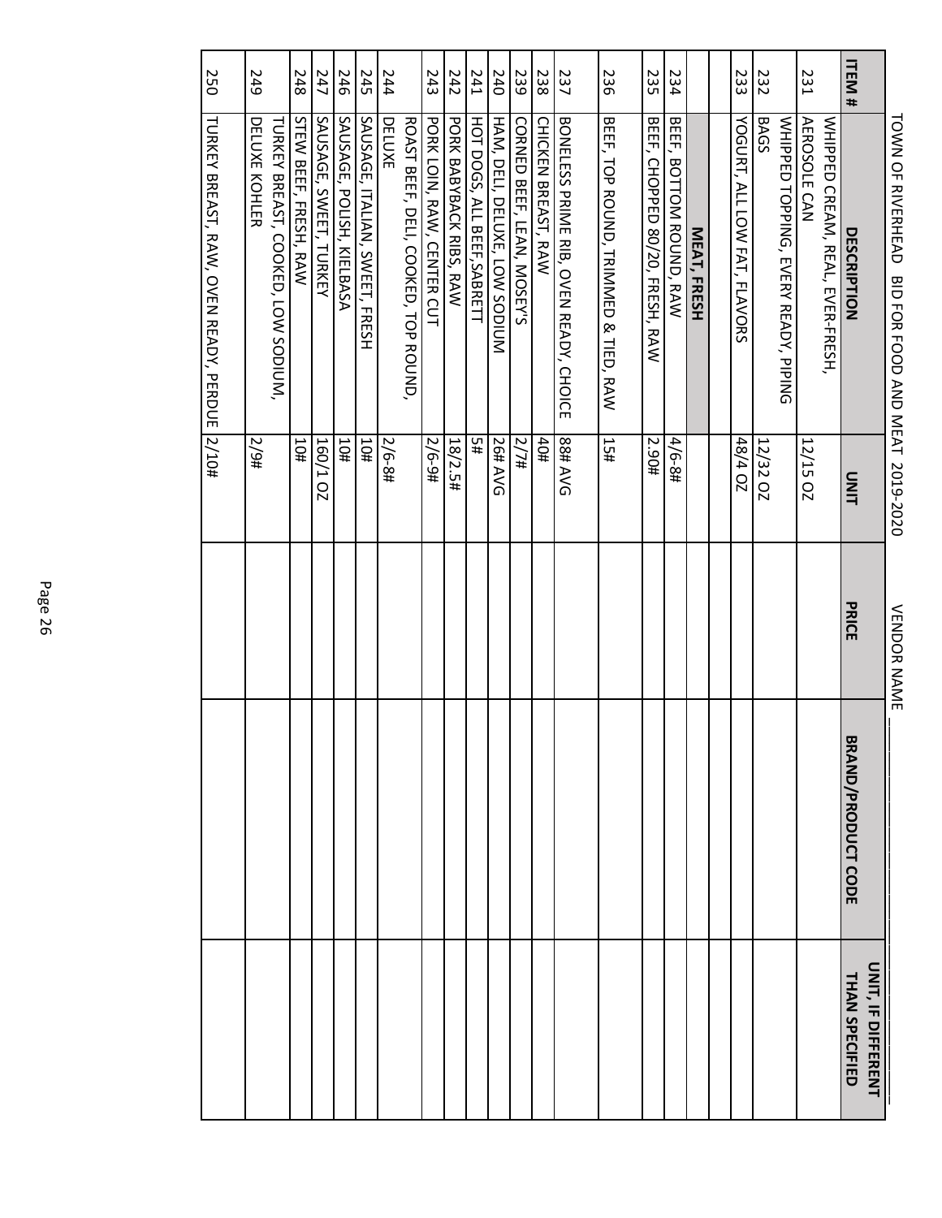TOWN OF RIVERHEAD BID FOR FOOD AND MEAT 2019-2020 VENDOR NAME ____________________

| ITEM # | DESCRIPTION | UNIT | PRICE | BRAND/PRODUCT CODE | UNIT, IF DIFFERENT THAN SPECIFIED |
|---|---|---|---|---|---|
| 231 | WHIPPED CREAM, REAL, EVER-FRESH, AEROSOLE CAN | 12/15 OZ | | | |
| 232 | WHIPPED TOPPING, EVERY READY, PIPING BAGS | 12/32 OZ | | | |
| 233 | YOGURT, ALL LOW FAT, FLAVORS | 48/4 OZ | | | |
| | | | | | |
| | **MEAT, FRESH** | | | | |
| 234 | BEEF, BOTTOM ROUND, RAW | 4/6-8# | | | |
| 235 | BEEF, CHOPPED 80/20, FRESH, RAW | 2.90# | | | |
| 236 | BEEF, TOP ROUND, TRIMMED & TIED, RAW | 15# | | | |
| 237 | BONELESS PRIME RIB, OVEN READY, CHOICE | 88# AVG | | | |
| 238 | CHICKEN BREAST, RAW | 40# | | | |
| 239 | CORNED BEEF, LEAN, MOSEY'S | 2/7# | | | |
| 240 | HAM, DELI, DELUXE, LOW SODIUM | 26# AVG | | | |
| 241 | HOT DOGS, ALL BEEF,SABRETT | 5# | | | |
| 242 | PORK BABYBACK RIBS, RAW | 18/2.5# | | | |
| 243 | PORK LOIN, RAW, CENTER CUT | 2/6-9# | | | |
| 244 | ROAST BEEF, DELI, COOKED, TOP ROUND, DELUXE | 2/6-8# | | | |
| 245 | SAUSAGE, ITALIAN, SWEET, FRESH | 10# | | | |
| 246 | SAUSAGE, POLISH, KIELBASA | 10# | | | |
| 247 | SAUSAGE, SWEET, TURKEY | 160/1 OZ | | | |
| 248 | STEW BEEF, FRESH, RAW | 10# | | | |
| 249 | TURKEY BREAST, COOKED, LOW SODIUM, DELUXE KOHLER | 2/9# | | | |
| 250 | TURKEY BREAST, RAW, OVEN READY, PERDUE | 2/10# | | | |